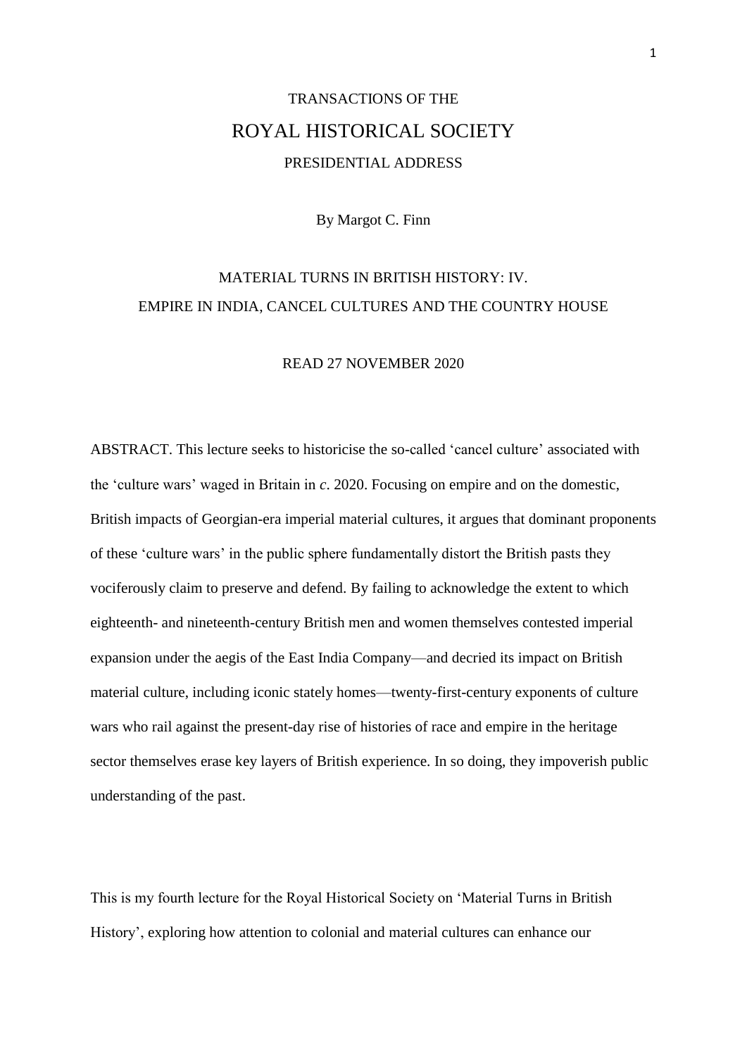# TRANSACTIONS OF THE

# ROYAL HISTORICAL SOCIETY

## PRESIDENTIAL ADDRESS

By Margot C. Finn

## MATERIAL TURNS IN BRITISH HISTORY: IV.
## EMPIRE IN INDIA, CANCEL CULTURES AND THE COUNTRY HOUSE

READ 27 NOVEMBER 2020

ABSTRACT. This lecture seeks to historicise the so-called 'cancel culture' associated with the 'culture wars' waged in Britain in *c*. 2020. Focusing on empire and on the domestic, British impacts of Georgian-era imperial material cultures, it argues that dominant proponents of these 'culture wars' in the public sphere fundamentally distort the British pasts they vociferously claim to preserve and defend. By failing to acknowledge the extent to which eighteenth- and nineteenth-century British men and women themselves contested imperial expansion under the aegis of the East India Company—and decried its impact on British material culture, including iconic stately homes—twenty-first-century exponents of culture wars who rail against the present-day rise of histories of race and empire in the heritage sector themselves erase key layers of British experience. In so doing, they impoverish public understanding of the past.

This is my fourth lecture for the Royal Historical Society on 'Material Turns in British History', exploring how attention to colonial and material cultures can enhance our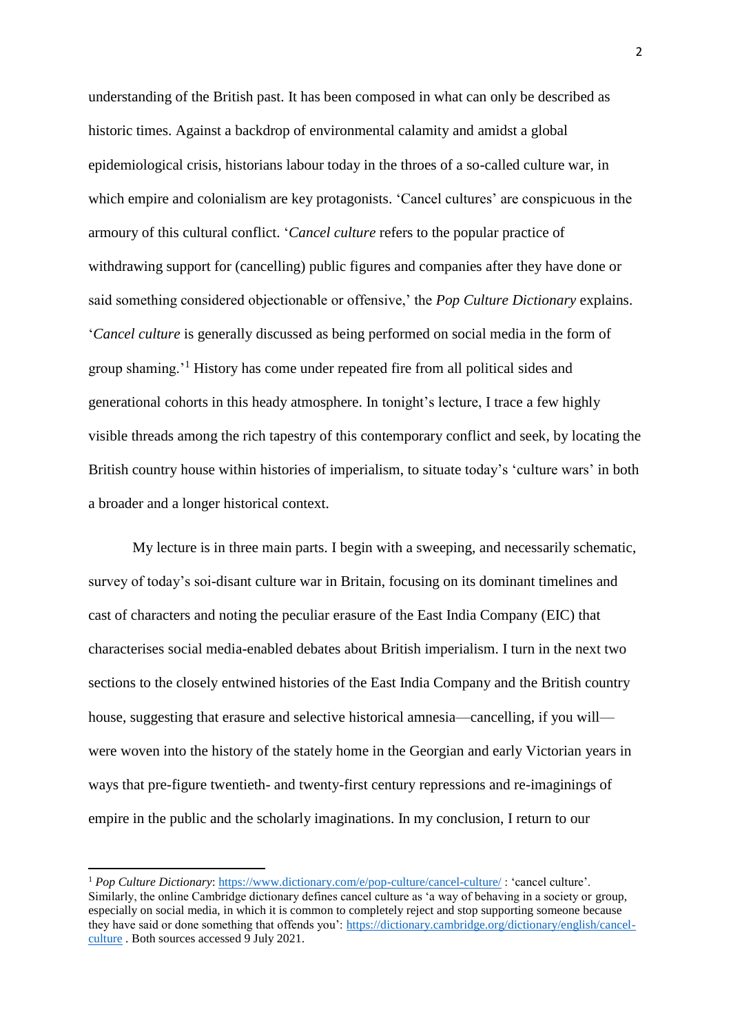understanding of the British past. It has been composed in what can only be described as historic times. Against a backdrop of environmental calamity and amidst a global epidemiological crisis, historians labour today in the throes of a so-called culture war, in which empire and colonialism are key protagonists. 'Cancel cultures' are conspicuous in the armoury of this cultural conflict. '*Cancel culture* refers to the popular practice of withdrawing support for (cancelling) public figures and companies after they have done or said something considered objectionable or offensive,' the *Pop Culture Dictionary* explains. '*Cancel culture* is generally discussed as being performed on social media in the form of group shaming.'[1] History has come under repeated fire from all political sides and generational cohorts in this heady atmosphere. In tonight's lecture, I trace a few highly visible threads among the rich tapestry of this contemporary conflict and seek, by locating the British country house within histories of imperialism, to situate today's 'culture wars' in both a broader and a longer historical context.

My lecture is in three main parts. I begin with a sweeping, and necessarily schematic, survey of today's soi-disant culture war in Britain, focusing on its dominant timelines and cast of characters and noting the peculiar erasure of the East India Company (EIC) that characterises social media-enabled debates about British imperialism. I turn in the next two sections to the closely entwined histories of the East India Company and the British country house, suggesting that erasure and selective historical amnesia—cancelling, if you will—were woven into the history of the stately home in the Georgian and early Victorian years in ways that pre-figure twentieth- and twenty-first century repressions and re-imaginings of empire in the public and the scholarly imaginations. In my conclusion, I return to our

---

[1] *Pop Culture Dictionary*: https://www.dictionary.com/e/pop-culture/cancel-culture/ : 'cancel culture'. Similarly, the online Cambridge dictionary defines cancel culture as 'a way of behaving in a society or group, especially on social media, in which it is common to completely reject and stop supporting someone because they have said or done something that offends you': https://dictionary.cambridge.org/dictionary/english/cancel-culture . Both sources accessed 9 July 2021.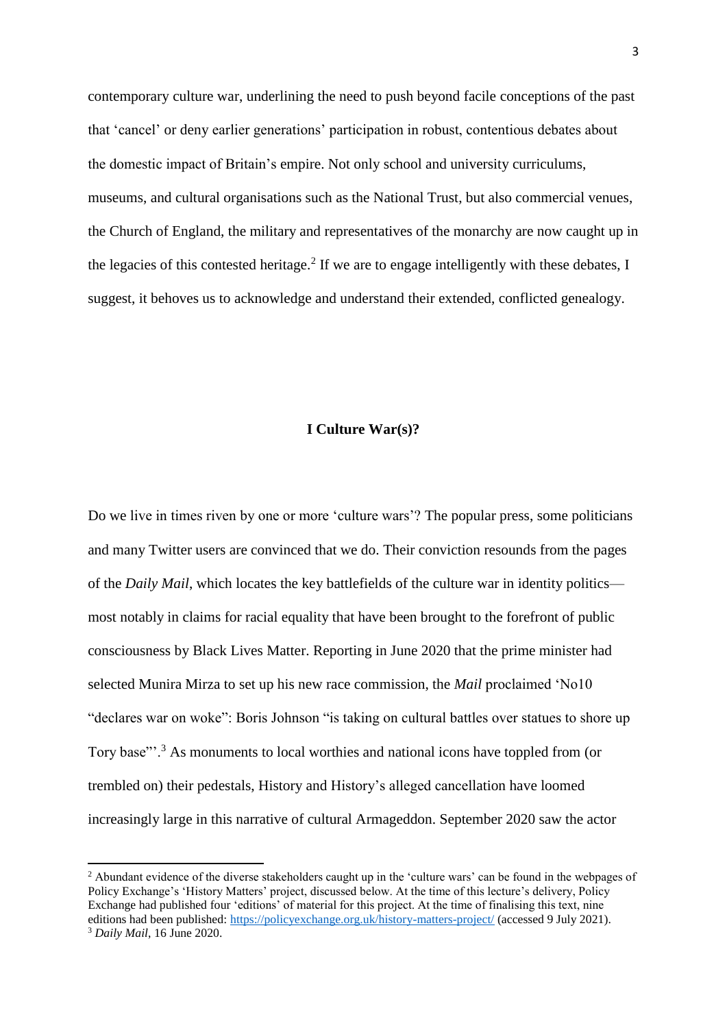contemporary culture war, underlining the need to push beyond facile conceptions of the past that 'cancel' or deny earlier generations' participation in robust, contentious debates about the domestic impact of Britain's empire. Not only school and university curriculums, museums, and cultural organisations such as the National Trust, but also commercial venues, the Church of England, the military and representatives of the monarchy are now caught up in the legacies of this contested heritage.[2] If we are to engage intelligently with these debates, I suggest, it behoves us to acknowledge and understand their extended, conflicted genealogy.

## I Culture War(s)?

Do we live in times riven by one or more 'culture wars'? The popular press, some politicians and many Twitter users are convinced that we do. Their conviction resounds from the pages of the *Daily Mail*, which locates the key battlefields of the culture war in identity politics—most notably in claims for racial equality that have been brought to the forefront of public consciousness by Black Lives Matter. Reporting in June 2020 that the prime minister had selected Munira Mirza to set up his new race commission, the *Mail* proclaimed 'No10 "declares war on woke": Boris Johnson "is taking on cultural battles over statues to shore up Tory base"'.[3] As monuments to local worthies and national icons have toppled from (or trembled on) their pedestals, History and History's alleged cancellation have loomed increasingly large in this narrative of cultural Armageddon. September 2020 saw the actor

---

[2] Abundant evidence of the diverse stakeholders caught up in the 'culture wars' can be found in the webpages of Policy Exchange's 'History Matters' project, discussed below. At the time of this lecture's delivery, Policy Exchange had published four 'editions' of material for this project. At the time of finalising this text, nine editions had been published: https://policyexchange.org.uk/history-matters-project/ (accessed 9 July 2021).

[3] *Daily Mail*, 16 June 2020.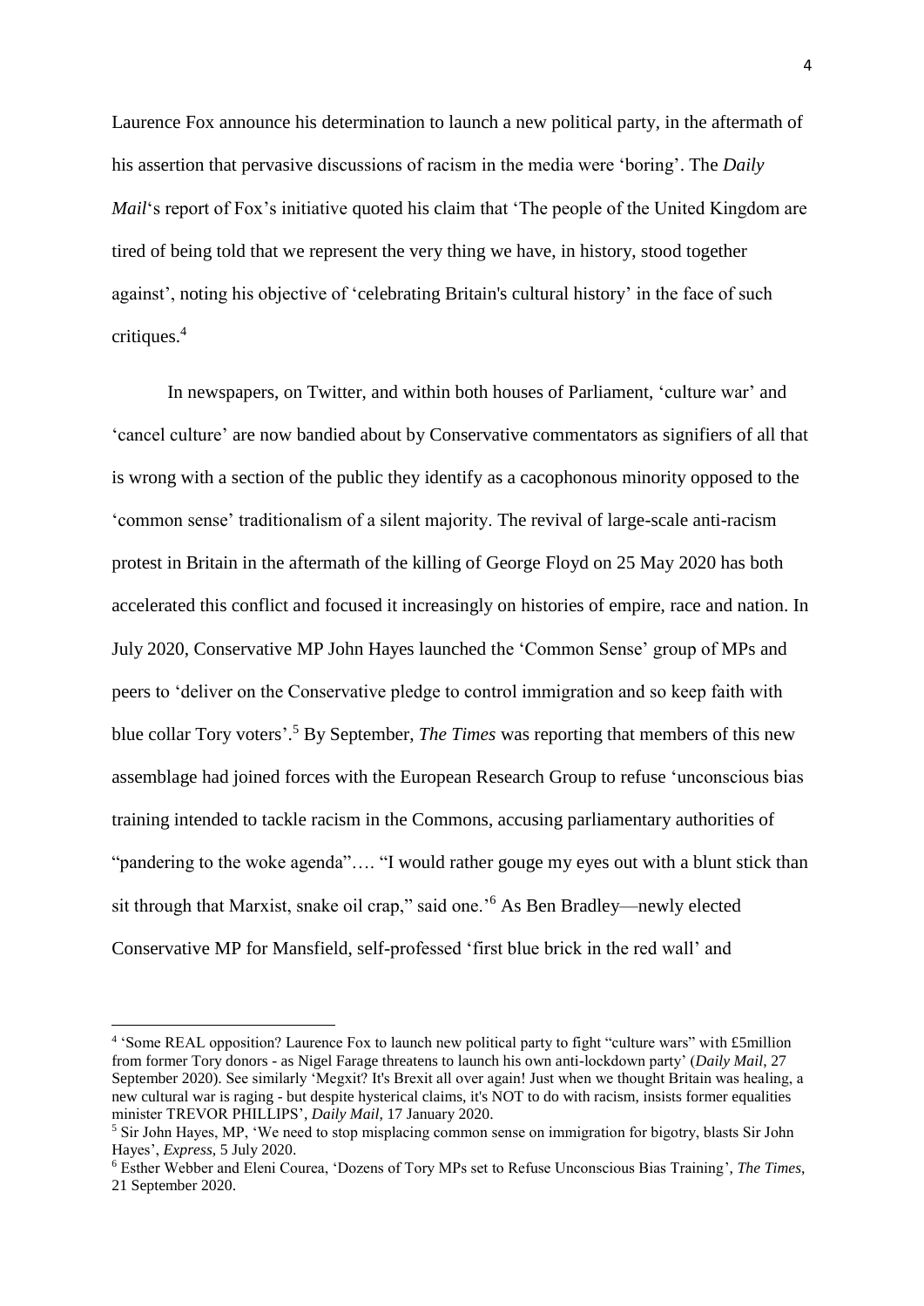Laurence Fox announce his determination to launch a new political party, in the aftermath of his assertion that pervasive discussions of racism in the media were 'boring'. The *Daily Mail*'s report of Fox's initiative quoted his claim that 'The people of the United Kingdom are tired of being told that we represent the very thing we have, in history, stood together against', noting his objective of 'celebrating Britain's cultural history' in the face of such critiques.[4]

In newspapers, on Twitter, and within both houses of Parliament, 'culture war' and 'cancel culture' are now bandied about by Conservative commentators as signifiers of all that is wrong with a section of the public they identify as a cacophonous minority opposed to the 'common sense' traditionalism of a silent majority. The revival of large-scale anti-racism protest in Britain in the aftermath of the killing of George Floyd on 25 May 2020 has both accelerated this conflict and focused it increasingly on histories of empire, race and nation. In July 2020, Conservative MP John Hayes launched the 'Common Sense' group of MPs and peers to 'deliver on the Conservative pledge to control immigration and so keep faith with blue collar Tory voters'.[5] By September, *The Times* was reporting that members of this new assemblage had joined forces with the European Research Group to refuse 'unconscious bias training intended to tackle racism in the Commons, accusing parliamentary authorities of "pandering to the woke agenda"…. "I would rather gouge my eyes out with a blunt stick than sit through that Marxist, snake oil crap," said one.'[6] As Ben Bradley—newly elected Conservative MP for Mansfield, self-professed 'first blue brick in the red wall' and

---

[4] 'Some REAL opposition? Laurence Fox to launch new political party to fight "culture wars" with £5million from former Tory donors - as Nigel Farage threatens to launch his own anti-lockdown party' (*Daily Mail*, 27 September 2020). See similarly 'Megxit? It's Brexit all over again! Just when we thought Britain was healing, a new cultural war is raging - but despite hysterical claims, it's NOT to do with racism, insists former equalities minister TREVOR PHILLIPS', *Daily Mail*, 17 January 2020.

[5] Sir John Hayes, MP, 'We need to stop misplacing common sense on immigration for bigotry, blasts Sir John Hayes', *Express*, 5 July 2020.

[6] Esther Webber and Eleni Courea, 'Dozens of Tory MPs set to Refuse Unconscious Bias Training', *The Times*, 21 September 2020.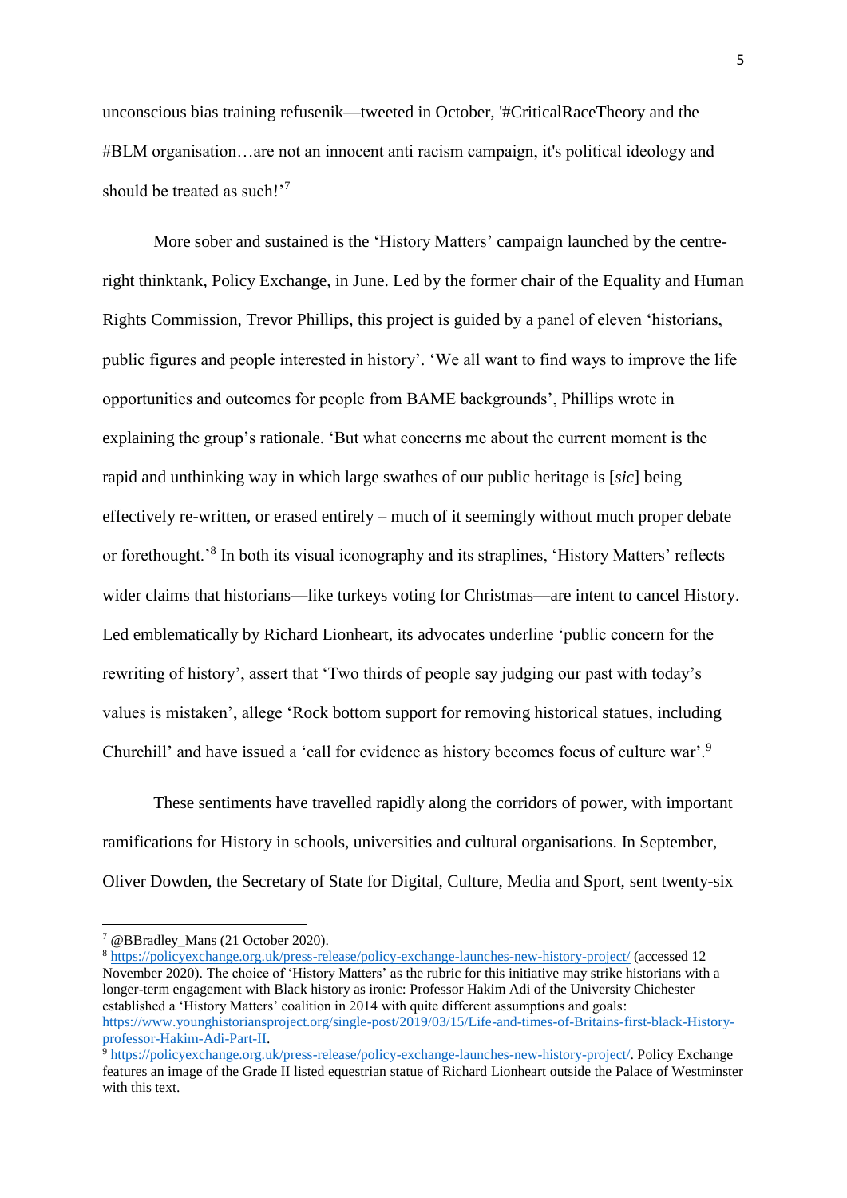unconscious bias training refusenik—tweeted in October, '#CriticalRaceTheory and the #BLM organisation…are not an innocent anti racism campaign, it's political ideology and should be treated as such!'[7]

More sober and sustained is the 'History Matters' campaign launched by the centre-right thinktank, Policy Exchange, in June. Led by the former chair of the Equality and Human Rights Commission, Trevor Phillips, this project is guided by a panel of eleven 'historians, public figures and people interested in history'. 'We all want to find ways to improve the life opportunities and outcomes for people from BAME backgrounds', Phillips wrote in explaining the group's rationale. 'But what concerns me about the current moment is the rapid and unthinking way in which large swathes of our public heritage is [*sic*] being effectively re-written, or erased entirely – much of it seemingly without much proper debate or forethought.'[8] In both its visual iconography and its straplines, 'History Matters' reflects wider claims that historians—like turkeys voting for Christmas—are intent to cancel History. Led emblematically by Richard Lionheart, its advocates underline 'public concern for the rewriting of history', assert that 'Two thirds of people say judging our past with today's values is mistaken', allege 'Rock bottom support for removing historical statues, including Churchill' and have issued a 'call for evidence as history becomes focus of culture war'.[9]

These sentiments have travelled rapidly along the corridors of power, with important ramifications for History in schools, universities and cultural organisations. In September, Oliver Dowden, the Secretary of State for Digital, Culture, Media and Sport, sent twenty-six

---

[7] @BBradley_Mans (21 October 2020).

[8] https://policyexchange.org.uk/press-release/policy-exchange-launches-new-history-project/ (accessed 12 November 2020). The choice of 'History Matters' as the rubric for this initiative may strike historians with a longer-term engagement with Black history as ironic: Professor Hakim Adi of the University Chichester established a 'History Matters' coalition in 2014 with quite different assumptions and goals: https://www.younghistoriansproject.org/single-post/2019/03/15/Life-and-times-of-Britains-first-black-History-professor-Hakim-Adi-Part-II.

[9] https://policyexchange.org.uk/press-release/policy-exchange-launches-new-history-project/. Policy Exchange features an image of the Grade II listed equestrian statue of Richard Lionheart outside the Palace of Westminster with this text.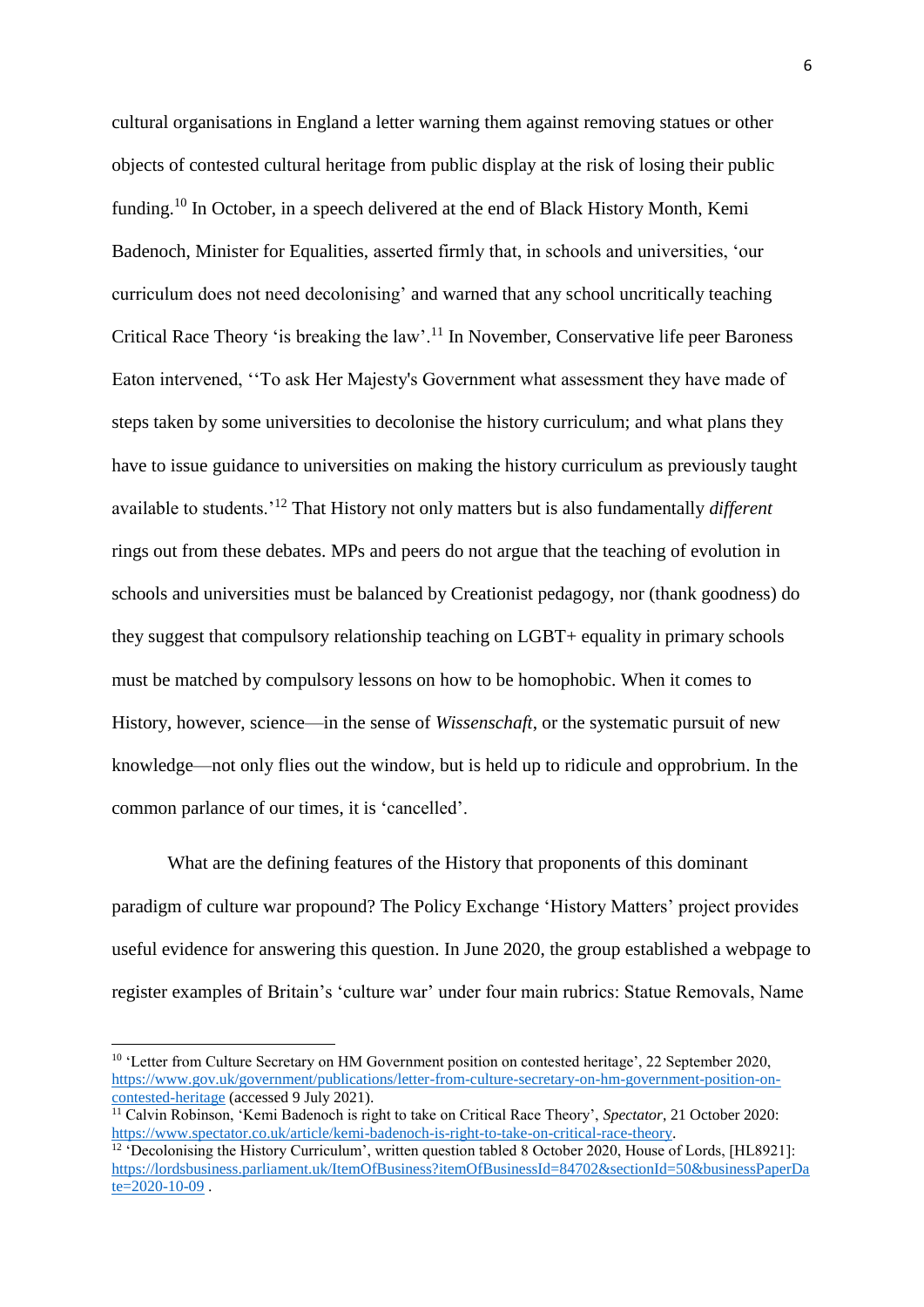cultural organisations in England a letter warning them against removing statues or other objects of contested cultural heritage from public display at the risk of losing their public funding.[10] In October, in a speech delivered at the end of Black History Month, Kemi Badenoch, Minister for Equalities, asserted firmly that, in schools and universities, 'our curriculum does not need decolonising' and warned that any school uncritically teaching Critical Race Theory 'is breaking the law'.[11] In November, Conservative life peer Baroness Eaton intervened, ''To ask Her Majesty's Government what assessment they have made of steps taken by some universities to decolonise the history curriculum; and what plans they have to issue guidance to universities on making the history curriculum as previously taught available to students.'[12] That History not only matters but is also fundamentally *different* rings out from these debates. MPs and peers do not argue that the teaching of evolution in schools and universities must be balanced by Creationist pedagogy, nor (thank goodness) do they suggest that compulsory relationship teaching on LGBT+ equality in primary schools must be matched by compulsory lessons on how to be homophobic. When it comes to History, however, science—in the sense of *Wissenschaft*, or the systematic pursuit of new knowledge—not only flies out the window, but is held up to ridicule and opprobrium. In the common parlance of our times, it is 'cancelled'.

What are the defining features of the History that proponents of this dominant paradigm of culture war propound? The Policy Exchange 'History Matters' project provides useful evidence for answering this question. In June 2020, the group established a webpage to register examples of Britain's 'culture war' under four main rubrics: Statue Removals, Name

---

[10] 'Letter from Culture Secretary on HM Government position on contested heritage', 22 September 2020, https://www.gov.uk/government/publications/letter-from-culture-secretary-on-hm-government-position-on-contested-heritage (accessed 9 July 2021).

[11] Calvin Robinson, 'Kemi Badenoch is right to take on Critical Race Theory', *Spectator*, 21 October 2020: https://www.spectator.co.uk/article/kemi-badenoch-is-right-to-take-on-critical-race-theory.

[12] 'Decolonising the History Curriculum', written question tabled 8 October 2020, House of Lords, [HL8921]: https://lordsbusiness.parliament.uk/ItemOfBusiness?itemOfBusinessId=84702&sectionId=50&businessPaperDate=2020-10-09 .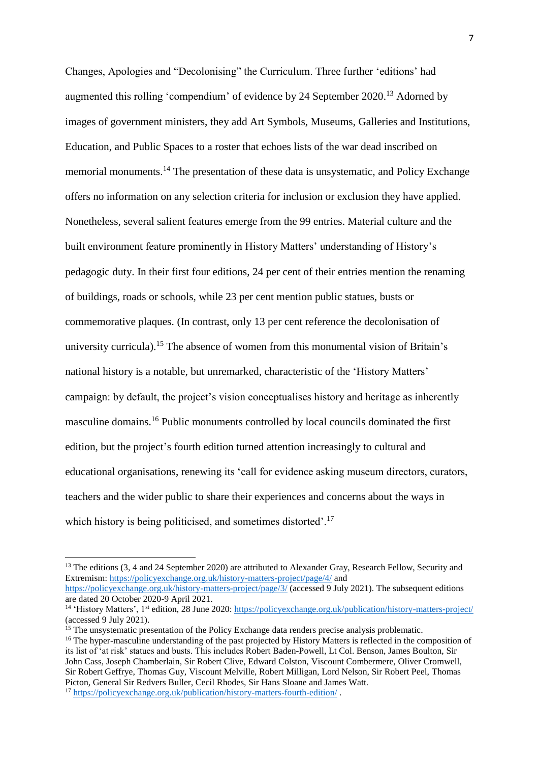Changes, Apologies and "Decolonising" the Curriculum. Three further 'editions' had augmented this rolling 'compendium' of evidence by 24 September 2020.[13] Adorned by images of government ministers, they add Art Symbols, Museums, Galleries and Institutions, Education, and Public Spaces to a roster that echoes lists of the war dead inscribed on memorial monuments.[14] The presentation of these data is unsystematic, and Policy Exchange offers no information on any selection criteria for inclusion or exclusion they have applied. Nonetheless, several salient features emerge from the 99 entries. Material culture and the built environment feature prominently in History Matters' understanding of History's pedagogic duty. In their first four editions, 24 per cent of their entries mention the renaming of buildings, roads or schools, while 23 per cent mention public statues, busts or commemorative plaques. (In contrast, only 13 per cent reference the decolonisation of university curricula).[15] The absence of women from this monumental vision of Britain's national history is a notable, but unremarked, characteristic of the 'History Matters' campaign: by default, the project's vision conceptualises history and heritage as inherently masculine domains.[16] Public monuments controlled by local councils dominated the first edition, but the project's fourth edition turned attention increasingly to cultural and educational organisations, renewing its 'call for evidence asking museum directors, curators, teachers and the wider public to share their experiences and concerns about the ways in which history is being politicised, and sometimes distorted'.[17]

---

[13] The editions (3, 4 and 24 September 2020) are attributed to Alexander Gray, Research Fellow, Security and Extremism: https://policyexchange.org.uk/history-matters-project/page/4/ and https://policyexchange.org.uk/history-matters-project/page/3/ (accessed 9 July 2021). The subsequent editions are dated 20 October 2020-9 April 2021.

[14] 'History Matters', 1st edition, 28 June 2020: https://policyexchange.org.uk/publication/history-matters-project/ (accessed 9 July 2021).

[15] The unsystematic presentation of the Policy Exchange data renders precise analysis problematic.

[16] The hyper-masculine understanding of the past projected by History Matters is reflected in the composition of its list of 'at risk' statues and busts. This includes Robert Baden-Powell, Lt Col. Benson, James Boulton, Sir John Cass, Joseph Chamberlain, Sir Robert Clive, Edward Colston, Viscount Combermere, Oliver Cromwell, Sir Robert Geffrye, Thomas Guy, Viscount Melville, Robert Milligan, Lord Nelson, Sir Robert Peel, Thomas Picton, General Sir Redvers Buller, Cecil Rhodes, Sir Hans Sloane and James Watt.

[17] https://policyexchange.org.uk/publication/history-matters-fourth-edition/ .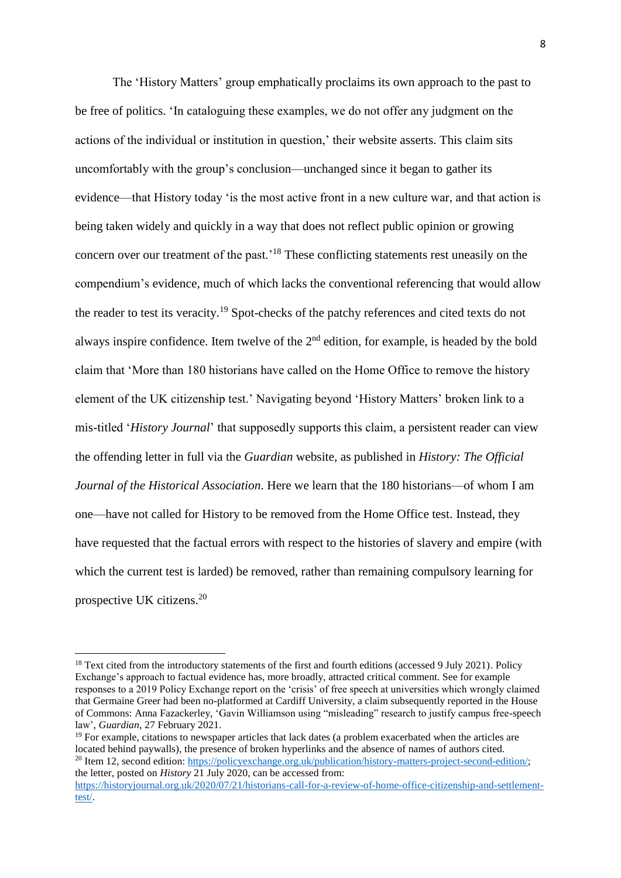The 'History Matters' group emphatically proclaims its own approach to the past to be free of politics. 'In cataloguing these examples, we do not offer any judgment on the actions of the individual or institution in question,' their website asserts. This claim sits uncomfortably with the group's conclusion—unchanged since it began to gather its evidence—that History today 'is the most active front in a new culture war, and that action is being taken widely and quickly in a way that does not reflect public opinion or growing concern over our treatment of the past.'[18] These conflicting statements rest uneasily on the compendium's evidence, much of which lacks the conventional referencing that would allow the reader to test its veracity.[19] Spot-checks of the patchy references and cited texts do not always inspire confidence. Item twelve of the 2nd edition, for example, is headed by the bold claim that 'More than 180 historians have called on the Home Office to remove the history element of the UK citizenship test.' Navigating beyond 'History Matters' broken link to a mis-titled '*History Journal*' that supposedly supports this claim, a persistent reader can view the offending letter in full via the *Guardian* website, as published in *History: The Official Journal of the Historical Association*. Here we learn that the 180 historians—of whom I am one—have not called for History to be removed from the Home Office test. Instead, they have requested that the factual errors with respect to the histories of slavery and empire (with which the current test is larded) be removed, rather than remaining compulsory learning for prospective UK citizens.[20]

---

[18] Text cited from the introductory statements of the first and fourth editions (accessed 9 July 2021). Policy Exchange's approach to factual evidence has, more broadly, attracted critical comment. See for example responses to a 2019 Policy Exchange report on the 'crisis' of free speech at universities which wrongly claimed that Germaine Greer had been no-platformed at Cardiff University, a claim subsequently reported in the House of Commons: Anna Fazackerley, 'Gavin Williamson using "misleading" research to justify campus free-speech law', *Guardian*, 27 February 2021.

[19] For example, citations to newspaper articles that lack dates (a problem exacerbated when the articles are located behind paywalls), the presence of broken hyperlinks and the absence of names of authors cited.

[20] Item 12, second edition: https://policyexchange.org.uk/publication/history-matters-project-second-edition/; the letter, posted on *History* 21 July 2020, can be accessed from: https://historyjournal.org.uk/2020/07/21/historians-call-for-a-review-of-home-office-citizenship-and-settlement-test/.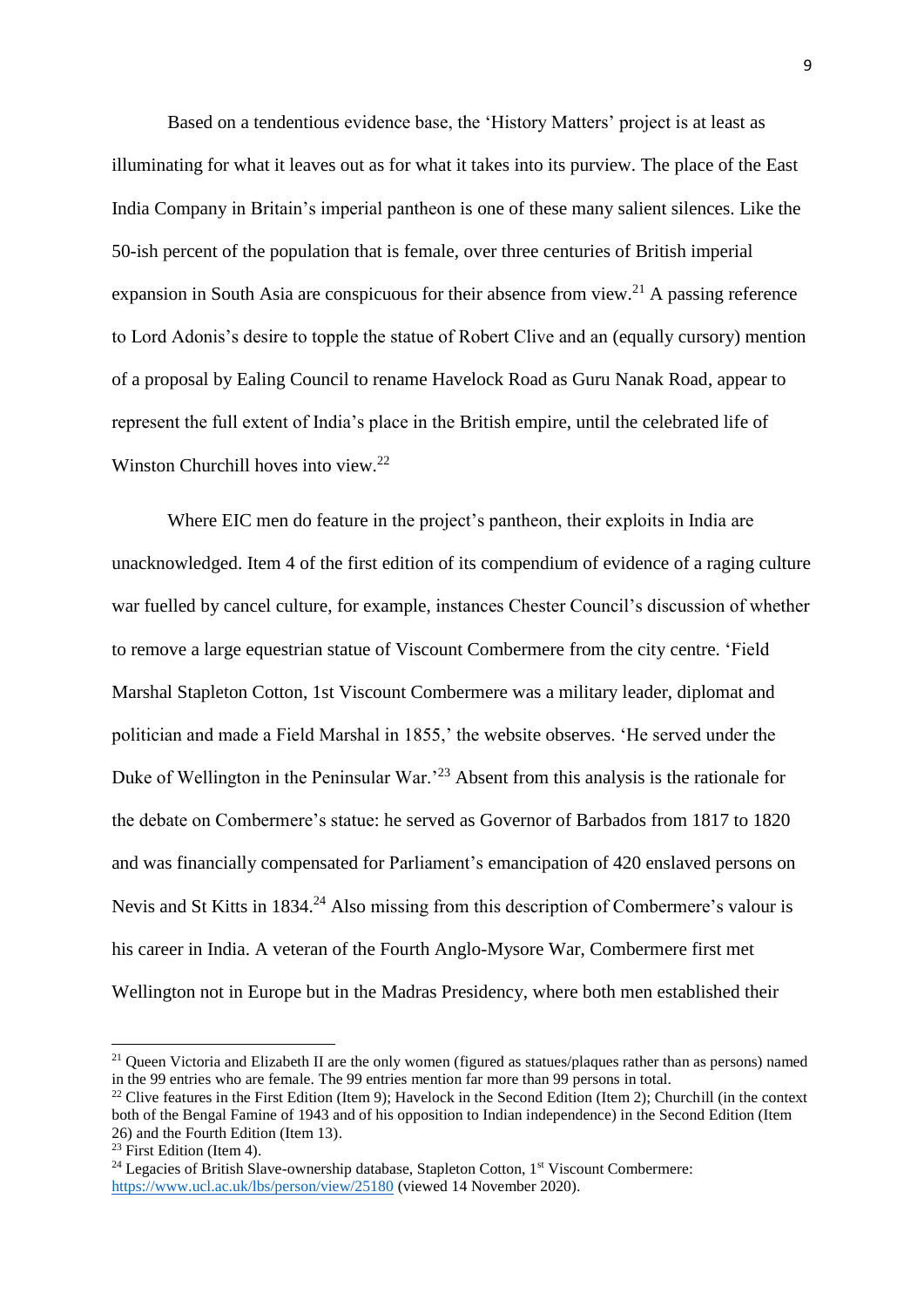Based on a tendentious evidence base, the 'History Matters' project is at least as illuminating for what it leaves out as for what it takes into its purview. The place of the East India Company in Britain's imperial pantheon is one of these many salient silences. Like the 50-ish percent of the population that is female, over three centuries of British imperial expansion in South Asia are conspicuous for their absence from view.[21] A passing reference to Lord Adonis's desire to topple the statue of Robert Clive and an (equally cursory) mention of a proposal by Ealing Council to rename Havelock Road as Guru Nanak Road, appear to represent the full extent of India's place in the British empire, until the celebrated life of Winston Churchill hoves into view.[22]

Where EIC men do feature in the project's pantheon, their exploits in India are unacknowledged. Item 4 of the first edition of its compendium of evidence of a raging culture war fuelled by cancel culture, for example, instances Chester Council's discussion of whether to remove a large equestrian statue of Viscount Combermere from the city centre. 'Field Marshal Stapleton Cotton, 1st Viscount Combermere was a military leader, diplomat and politician and made a Field Marshal in 1855,' the website observes. 'He served under the Duke of Wellington in the Peninsular War.'[23] Absent from this analysis is the rationale for the debate on Combermere's statue: he served as Governor of Barbados from 1817 to 1820 and was financially compensated for Parliament's emancipation of 420 enslaved persons on Nevis and St Kitts in 1834.[24] Also missing from this description of Combermere's valour is his career in India. A veteran of the Fourth Anglo-Mysore War, Combermere first met Wellington not in Europe but in the Madras Presidency, where both men established their

---

[21] Queen Victoria and Elizabeth II are the only women (figured as statues/plaques rather than as persons) named in the 99 entries who are female. The 99 entries mention far more than 99 persons in total.

[22] Clive features in the First Edition (Item 9); Havelock in the Second Edition (Item 2); Churchill (in the context both of the Bengal Famine of 1943 and of his opposition to Indian independence) in the Second Edition (Item 26) and the Fourth Edition (Item 13).

[23] First Edition (Item 4).

[24] Legacies of British Slave-ownership database, Stapleton Cotton, 1st Viscount Combermere: https://www.ucl.ac.uk/lbs/person/view/25180 (viewed 14 November 2020).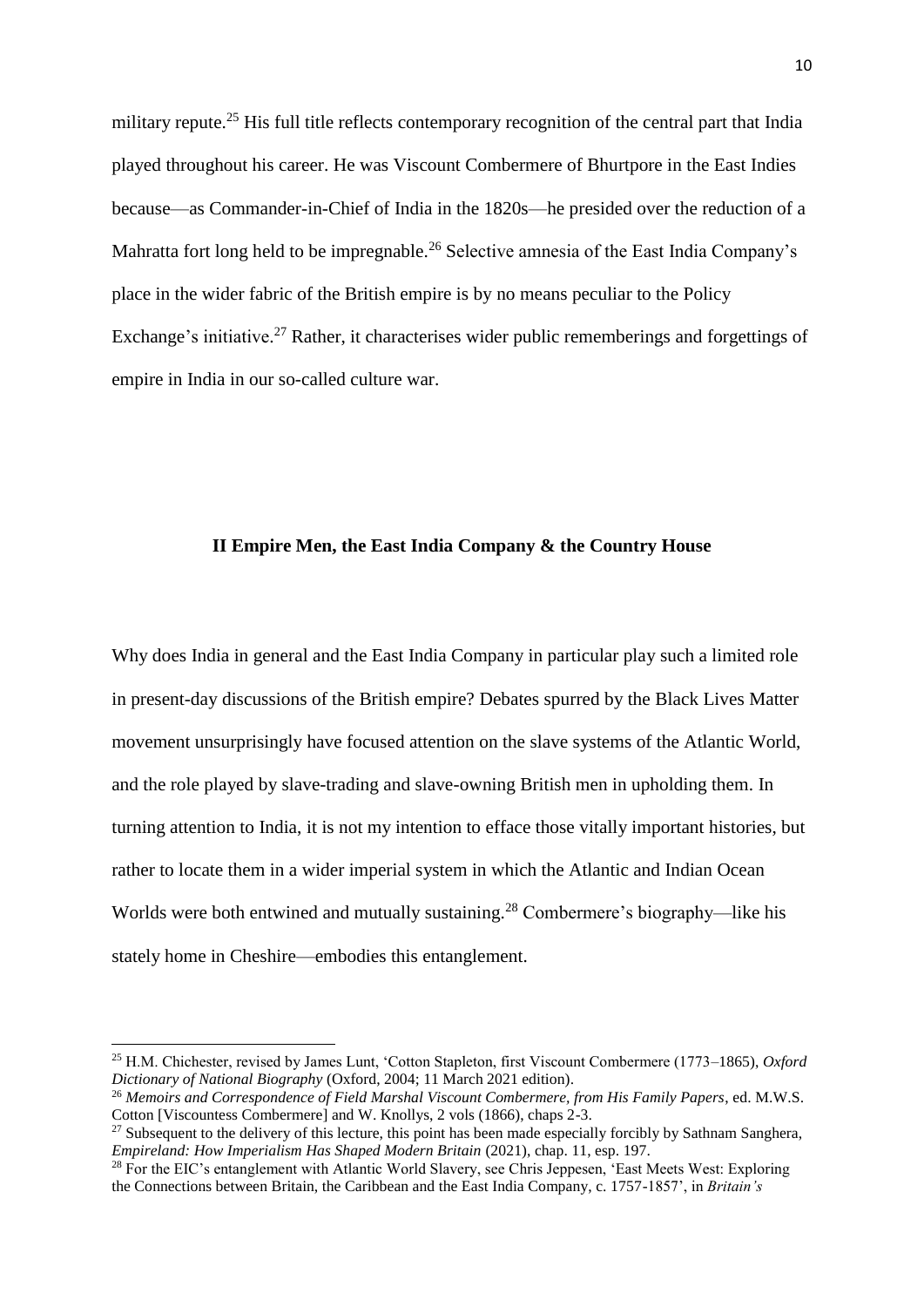military repute.[25] His full title reflects contemporary recognition of the central part that India played throughout his career. He was Viscount Combermere of Bhurtpore in the East Indies because—as Commander-in-Chief of India in the 1820s—he presided over the reduction of a Mahratta fort long held to be impregnable.[26] Selective amnesia of the East India Company's place in the wider fabric of the British empire is by no means peculiar to the Policy Exchange's initiative.[27] Rather, it characterises wider public rememberings and forgettings of empire in India in our so-called culture war.

## II Empire Men, the East India Company & the Country House

Why does India in general and the East India Company in particular play such a limited role in present-day discussions of the British empire? Debates spurred by the Black Lives Matter movement unsurprisingly have focused attention on the slave systems of the Atlantic World, and the role played by slave-trading and slave-owning British men in upholding them. In turning attention to India, it is not my intention to efface those vitally important histories, but rather to locate them in a wider imperial system in which the Atlantic and Indian Ocean Worlds were both entwined and mutually sustaining.[28] Combermere's biography—like his stately home in Cheshire—embodies this entanglement.

---

[25] H.M. Chichester, revised by James Lunt, 'Cotton Stapleton, first Viscount Combermere (1773–1865), *Oxford Dictionary of National Biography* (Oxford, 2004; 11 March 2021 edition).

[26] *Memoirs and Correspondence of Field Marshal Viscount Combermere, from His Family Papers*, ed. M.W.S. Cotton [Viscountess Combermere] and W. Knollys, 2 vols (1866), chaps 2-3.

[27] Subsequent to the delivery of this lecture, this point has been made especially forcibly by Sathnam Sanghera, *Empireland: How Imperialism Has Shaped Modern Britain* (2021), chap. 11, esp. 197.

[28] For the EIC's entanglement with Atlantic World Slavery, see Chris Jeppesen, 'East Meets West: Exploring the Connections between Britain, the Caribbean and the East India Company, c. 1757-1857', in *Britain's*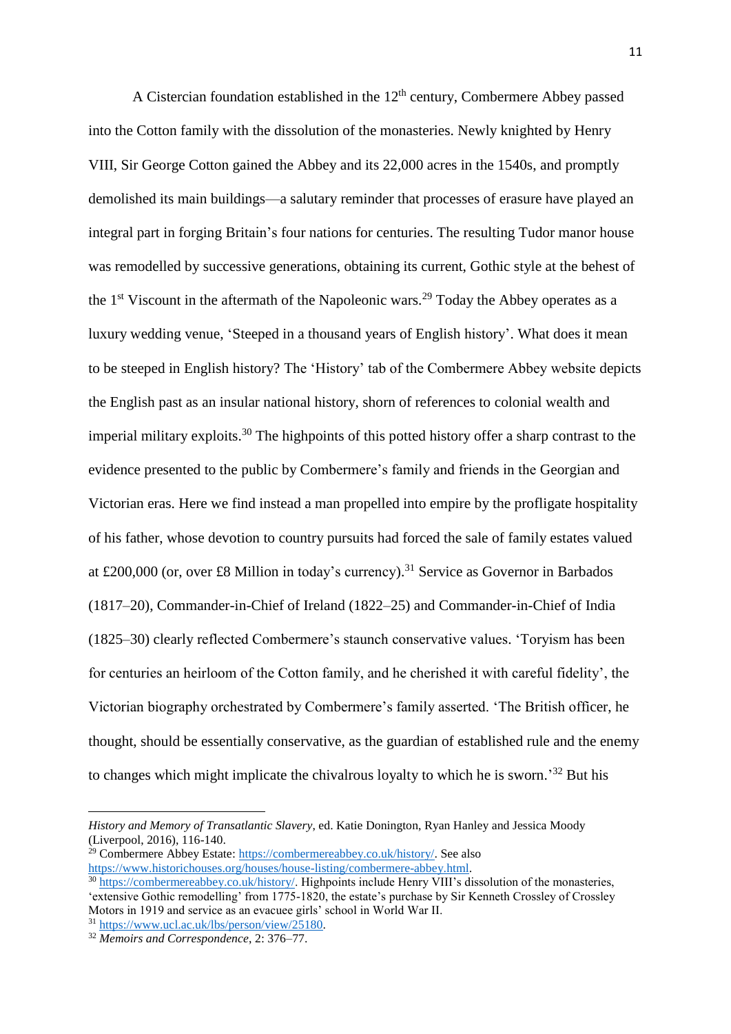A Cistercian foundation established in the 12th century, Combermere Abbey passed into the Cotton family with the dissolution of the monasteries. Newly knighted by Henry VIII, Sir George Cotton gained the Abbey and its 22,000 acres in the 1540s, and promptly demolished its main buildings—a salutary reminder that processes of erasure have played an integral part in forging Britain's four nations for centuries. The resulting Tudor manor house was remodelled by successive generations, obtaining its current, Gothic style at the behest of the 1st Viscount in the aftermath of the Napoleonic wars.[29] Today the Abbey operates as a luxury wedding venue, 'Steeped in a thousand years of English history'. What does it mean to be steeped in English history? The 'History' tab of the Combermere Abbey website depicts the English past as an insular national history, shorn of references to colonial wealth and imperial military exploits.[30] The highpoints of this potted history offer a sharp contrast to the evidence presented to the public by Combermere's family and friends in the Georgian and Victorian eras. Here we find instead a man propelled into empire by the profligate hospitality of his father, whose devotion to country pursuits had forced the sale of family estates valued at £200,000 (or, over £8 Million in today's currency).[31] Service as Governor in Barbados (1817–20), Commander-in-Chief of Ireland (1822–25) and Commander-in-Chief of India (1825–30) clearly reflected Combermere's staunch conservative values. 'Toryism has been for centuries an heirloom of the Cotton family, and he cherished it with careful fidelity', the Victorian biography orchestrated by Combermere's family asserted. 'The British officer, he thought, should be essentially conservative, as the guardian of established rule and the enemy to changes which might implicate the chivalrous loyalty to which he is sworn.'[32] But his

---

*History and Memory of Transatlantic Slavery*, ed. Katie Donington, Ryan Hanley and Jessica Moody (Liverpool, 2016), 116-140.

[29] Combermere Abbey Estate: https://combermereabbey.co.uk/history/. See also https://www.historichouses.org/houses/house-listing/combermere-abbey.html.

[30] https://combermereabbey.co.uk/history/. Highpoints include Henry VIII's dissolution of the monasteries, 'extensive Gothic remodelling' from 1775-1820, the estate's purchase by Sir Kenneth Crossley of Crossley Motors in 1919 and service as an evacuee girls' school in World War II.

[31] https://www.ucl.ac.uk/lbs/person/view/25180.

[32] *Memoirs and Correspondence*, 2: 376–77.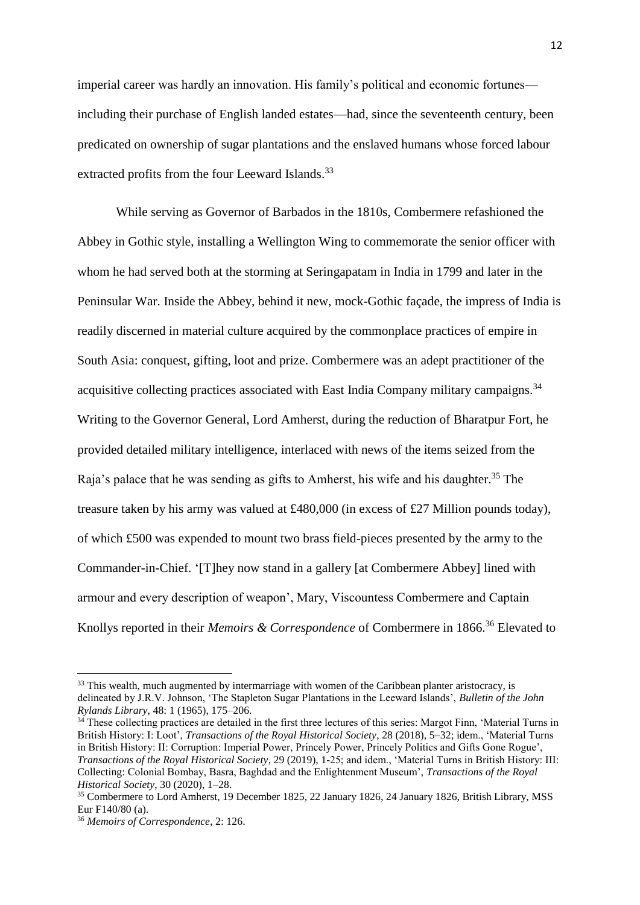imperial career was hardly an innovation. His family's political and economic fortunes—including their purchase of English landed estates—had, since the seventeenth century, been predicated on ownership of sugar plantations and the enslaved humans whose forced labour extracted profits from the four Leeward Islands.[33]

While serving as Governor of Barbados in the 1810s, Combermere refashioned the Abbey in Gothic style, installing a Wellington Wing to commemorate the senior officer with whom he had served both at the storming at Seringapatam in India in 1799 and later in the Peninsular War. Inside the Abbey, behind it new, mock-Gothic façade, the impress of India is readily discerned in material culture acquired by the commonplace practices of empire in South Asia: conquest, gifting, loot and prize. Combermere was an adept practitioner of the acquisitive collecting practices associated with East India Company military campaigns.[34] Writing to the Governor General, Lord Amherst, during the reduction of Bharatpur Fort, he provided detailed military intelligence, interlaced with news of the items seized from the Raja's palace that he was sending as gifts to Amherst, his wife and his daughter.[35] The treasure taken by his army was valued at £480,000 (in excess of £27 Million pounds today), of which £500 was expended to mount two brass field-pieces presented by the army to the Commander-in-Chief. '[T]hey now stand in a gallery [at Combermere Abbey] lined with armour and every description of weapon', Mary, Viscountess Combermere and Captain Knollys reported in their *Memoirs & Correspondence* of Combermere in 1866.[36] Elevated to

---

[33] This wealth, much augmented by intermarriage with women of the Caribbean planter aristocracy, is delineated by J.R.V. Johnson, 'The Stapleton Sugar Plantations in the Leeward Islands', *Bulletin of the John Rylands Library*, 48: 1 (1965), 175–206.

[34] These collecting practices are detailed in the first three lectures of this series: Margot Finn, 'Material Turns in British History: I: Loot', *Transactions of the Royal Historical Society*, 28 (2018), 5–32; idem., 'Material Turns in British History: II: Corruption: Imperial Power, Princely Power, Princely Politics and Gifts Gone Rogue', *Transactions of the Royal Historical Society*, 29 (2019), 1-25; and idem., 'Material Turns in British History: III: Collecting: Colonial Bombay, Basra, Baghdad and the Enlightenment Museum', *Transactions of the Royal Historical Society*, 30 (2020), 1–28.

[35] Combermere to Lord Amherst, 19 December 1825, 22 January 1826, 24 January 1826, British Library, MSS Eur F140/80 (a).

[36] *Memoirs of Correspondence*, 2: 126.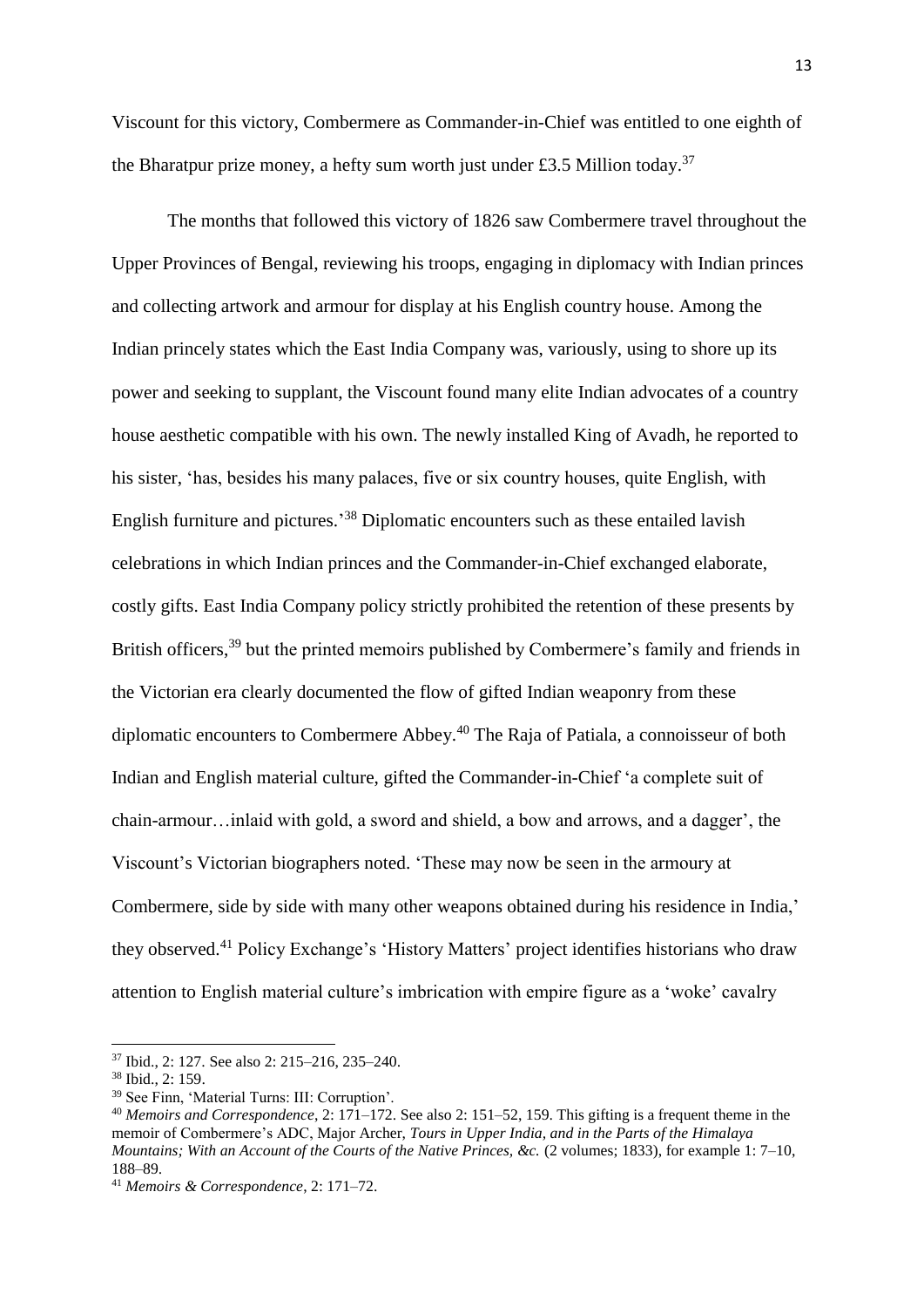Viscount for this victory, Combermere as Commander-in-Chief was entitled to one eighth of the Bharatpur prize money, a hefty sum worth just under £3.5 Million today.[37]

The months that followed this victory of 1826 saw Combermere travel throughout the Upper Provinces of Bengal, reviewing his troops, engaging in diplomacy with Indian princes and collecting artwork and armour for display at his English country house. Among the Indian princely states which the East India Company was, variously, using to shore up its power and seeking to supplant, the Viscount found many elite Indian advocates of a country house aesthetic compatible with his own. The newly installed King of Avadh, he reported to his sister, 'has, besides his many palaces, five or six country houses, quite English, with English furniture and pictures.'[38] Diplomatic encounters such as these entailed lavish celebrations in which Indian princes and the Commander-in-Chief exchanged elaborate, costly gifts. East India Company policy strictly prohibited the retention of these presents by British officers,[39] but the printed memoirs published by Combermere's family and friends in the Victorian era clearly documented the flow of gifted Indian weaponry from these diplomatic encounters to Combermere Abbey.[40] The Raja of Patiala, a connoisseur of both Indian and English material culture, gifted the Commander-in-Chief 'a complete suit of chain-armour…inlaid with gold, a sword and shield, a bow and arrows, and a dagger', the Viscount's Victorian biographers noted. 'These may now be seen in the armoury at Combermere, side by side with many other weapons obtained during his residence in India,' they observed.[41] Policy Exchange's 'History Matters' project identifies historians who draw attention to English material culture's imbrication with empire figure as a 'woke' cavalry

---

[37] Ibid., 2: 127. See also 2: 215–216, 235–240.

[38] Ibid., 2: 159.

[39] See Finn, 'Material Turns: III: Corruption'.

[40] *Memoirs and Correspondence*, 2: 171–172. See also 2: 151–52, 159. This gifting is a frequent theme in the memoir of Combermere's ADC, Major Archer, *Tours in Upper India, and in the Parts of the Himalaya Mountains; With an Account of the Courts of the Native Princes, &c.* (2 volumes; 1833), for example 1: 7–10, 188–89.

[41] *Memoirs & Correspondence*, 2: 171–72.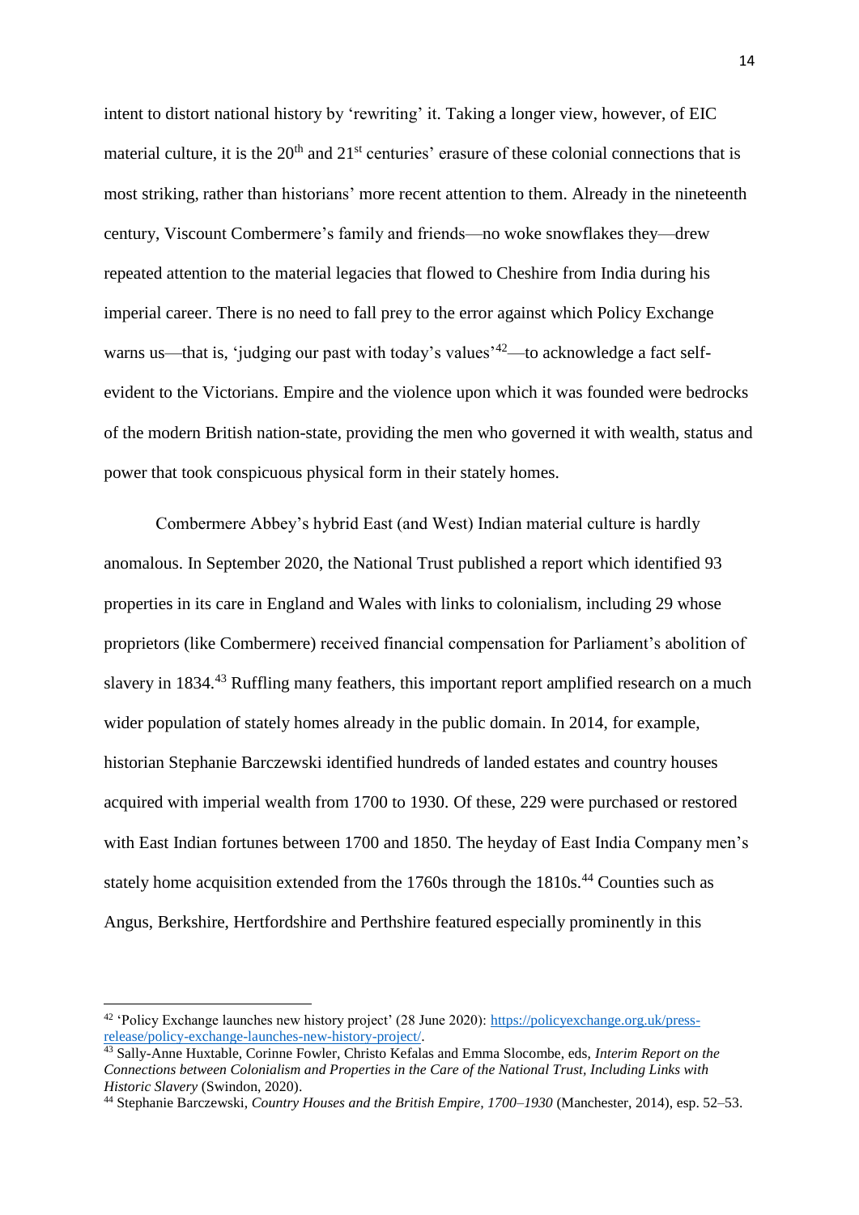intent to distort national history by 'rewriting' it. Taking a longer view, however, of EIC material culture, it is the 20th and 21st centuries' erasure of these colonial connections that is most striking, rather than historians' more recent attention to them. Already in the nineteenth century, Viscount Combermere's family and friends—no woke snowflakes they—drew repeated attention to the material legacies that flowed to Cheshire from India during his imperial career. There is no need to fall prey to the error against which Policy Exchange warns us—that is, 'judging our past with today's values'[42]—to acknowledge a fact self-evident to the Victorians. Empire and the violence upon which it was founded were bedrocks of the modern British nation-state, providing the men who governed it with wealth, status and power that took conspicuous physical form in their stately homes.

Combermere Abbey's hybrid East (and West) Indian material culture is hardly anomalous. In September 2020, the National Trust published a report which identified 93 properties in its care in England and Wales with links to colonialism, including 29 whose proprietors (like Combermere) received financial compensation for Parliament's abolition of slavery in 1834.[43] Ruffling many feathers, this important report amplified research on a much wider population of stately homes already in the public domain. In 2014, for example, historian Stephanie Barczewski identified hundreds of landed estates and country houses acquired with imperial wealth from 1700 to 1930. Of these, 229 were purchased or restored with East Indian fortunes between 1700 and 1850. The heyday of East India Company men's stately home acquisition extended from the 1760s through the 1810s.[44] Counties such as Angus, Berkshire, Hertfordshire and Perthshire featured especially prominently in this

---

[42] 'Policy Exchange launches new history project' (28 June 2020): [https://policyexchange.org.uk/press-release/policy-exchange-launches-new-history-project/](https://policyexchange.org.uk/press-release/policy-exchange-launches-new-history-project/).

[43] Sally-Anne Huxtable, Corinne Fowler, Christo Kefalas and Emma Slocombe, eds, *Interim Report on the Connections between Colonialism and Properties in the Care of the National Trust, Including Links with Historic Slavery* (Swindon, 2020).

[44] Stephanie Barczewski, *Country Houses and the British Empire, 1700–1930* (Manchester, 2014), esp. 52–53.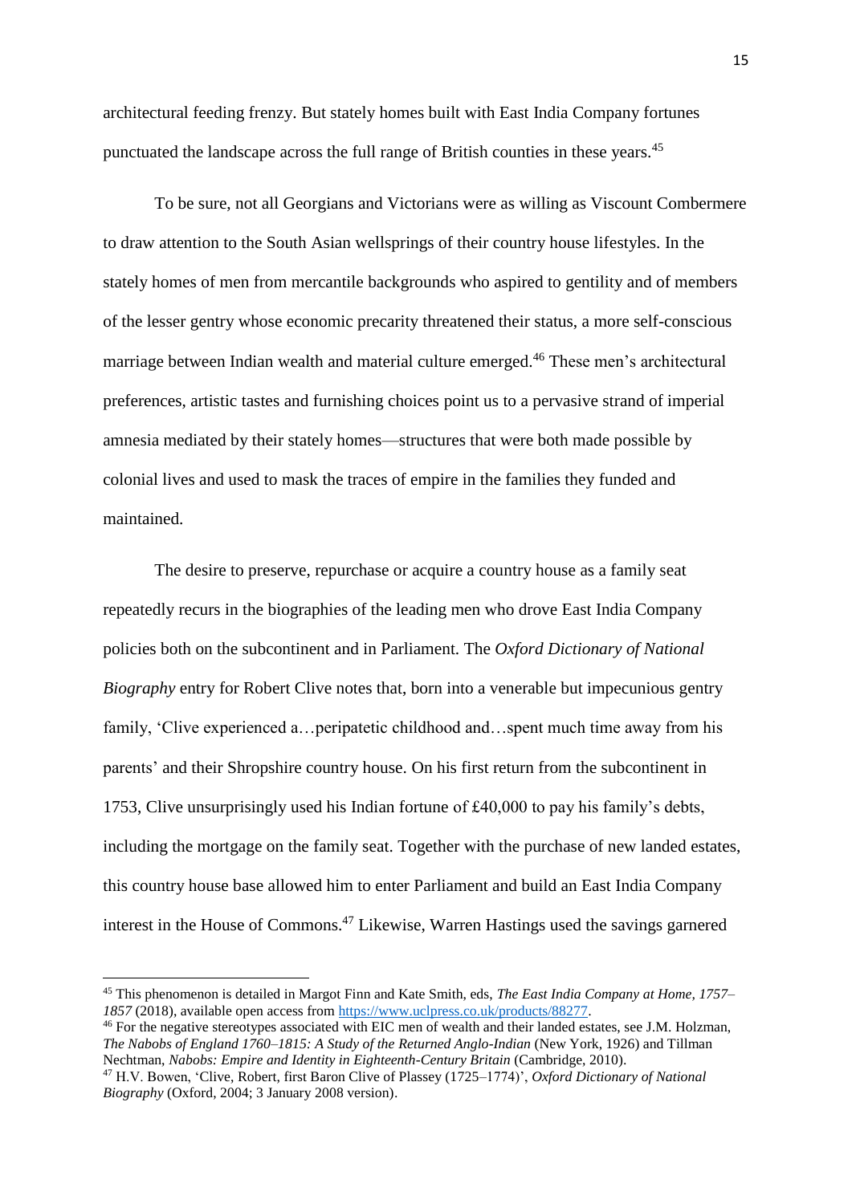architectural feeding frenzy. But stately homes built with East India Company fortunes punctuated the landscape across the full range of British counties in these years.[45]

To be sure, not all Georgians and Victorians were as willing as Viscount Combermere to draw attention to the South Asian wellsprings of their country house lifestyles. In the stately homes of men from mercantile backgrounds who aspired to gentility and of members of the lesser gentry whose economic precarity threatened their status, a more self-conscious marriage between Indian wealth and material culture emerged.[46] These men's architectural preferences, artistic tastes and furnishing choices point us to a pervasive strand of imperial amnesia mediated by their stately homes—structures that were both made possible by colonial lives and used to mask the traces of empire in the families they funded and maintained.

The desire to preserve, repurchase or acquire a country house as a family seat repeatedly recurs in the biographies of the leading men who drove East India Company policies both on the subcontinent and in Parliament. The *Oxford Dictionary of National Biography* entry for Robert Clive notes that, born into a venerable but impecunious gentry family, 'Clive experienced a…peripatetic childhood and…spent much time away from his parents' and their Shropshire country house. On his first return from the subcontinent in 1753, Clive unsurprisingly used his Indian fortune of £40,000 to pay his family's debts, including the mortgage on the family seat. Together with the purchase of new landed estates, this country house base allowed him to enter Parliament and build an East India Company interest in the House of Commons.[47] Likewise, Warren Hastings used the savings garnered

---

[45] This phenomenon is detailed in Margot Finn and Kate Smith, eds, *The East India Company at Home, 1757–1857* (2018), available open access from https://www.uclpress.co.uk/products/88277.

[46] For the negative stereotypes associated with EIC men of wealth and their landed estates, see J.M. Holzman, *The Nabobs of England 1760–1815: A Study of the Returned Anglo-Indian* (New York, 1926) and Tillman Nechtman, *Nabobs: Empire and Identity in Eighteenth-Century Britain* (Cambridge, 2010).

[47] H.V. Bowen, 'Clive, Robert, first Baron Clive of Plassey (1725–1774)', *Oxford Dictionary of National Biography* (Oxford, 2004; 3 January 2008 version).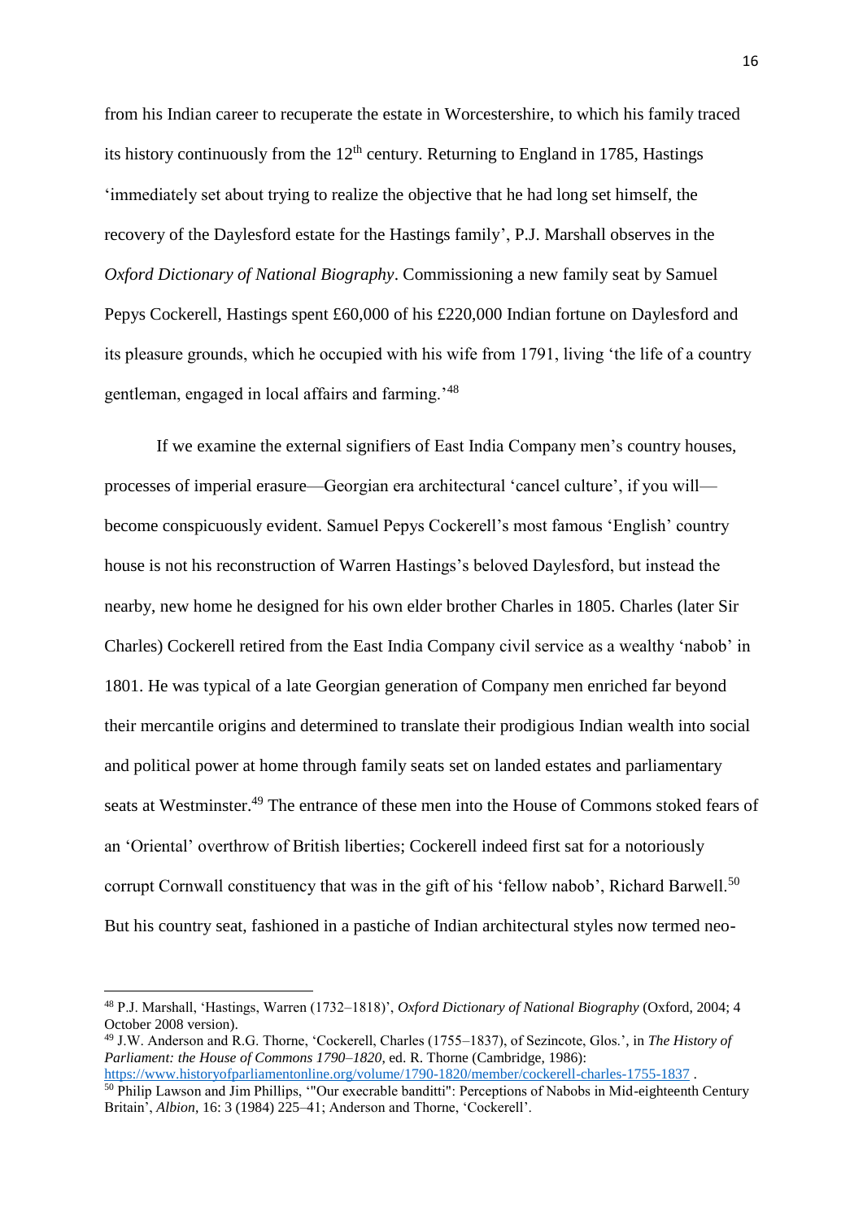from his Indian career to recuperate the estate in Worcestershire, to which his family traced its history continuously from the 12th century. Returning to England in 1785, Hastings 'immediately set about trying to realize the objective that he had long set himself, the recovery of the Daylesford estate for the Hastings family', P.J. Marshall observes in the *Oxford Dictionary of National Biography*. Commissioning a new family seat by Samuel Pepys Cockerell, Hastings spent £60,000 of his £220,000 Indian fortune on Daylesford and its pleasure grounds, which he occupied with his wife from 1791, living 'the life of a country gentleman, engaged in local affairs and farming.'[48]

If we examine the external signifiers of East India Company men's country houses, processes of imperial erasure—Georgian era architectural 'cancel culture', if you will—become conspicuously evident. Samuel Pepys Cockerell's most famous 'English' country house is not his reconstruction of Warren Hastings's beloved Daylesford, but instead the nearby, new home he designed for his own elder brother Charles in 1805. Charles (later Sir Charles) Cockerell retired from the East India Company civil service as a wealthy 'nabob' in 1801. He was typical of a late Georgian generation of Company men enriched far beyond their mercantile origins and determined to translate their prodigious Indian wealth into social and political power at home through family seats set on landed estates and parliamentary seats at Westminster.[49] The entrance of these men into the House of Commons stoked fears of an 'Oriental' overthrow of British liberties; Cockerell indeed first sat for a notoriously corrupt Cornwall constituency that was in the gift of his 'fellow nabob', Richard Barwell.[50] But his country seat, fashioned in a pastiche of Indian architectural styles now termed neo-

---

[48] P.J. Marshall, 'Hastings, Warren (1732–1818)', *Oxford Dictionary of National Biography* (Oxford, 2004; 4 October 2008 version).

[49] J.W. Anderson and R.G. Thorne, 'Cockerell, Charles (1755–1837), of Sezincote, Glos.', in *The History of Parliament: the House of Commons 1790–1820*, ed. R. Thorne (Cambridge, 1986): https://www.historyofparliamentonline.org/volume/1790-1820/member/cockerell-charles-1755-1837 .

[50] Philip Lawson and Jim Phillips, '"Our execrable banditti": Perceptions of Nabobs in Mid-eighteenth Century Britain', *Albion*, 16: 3 (1984) 225–41; Anderson and Thorne, 'Cockerell'.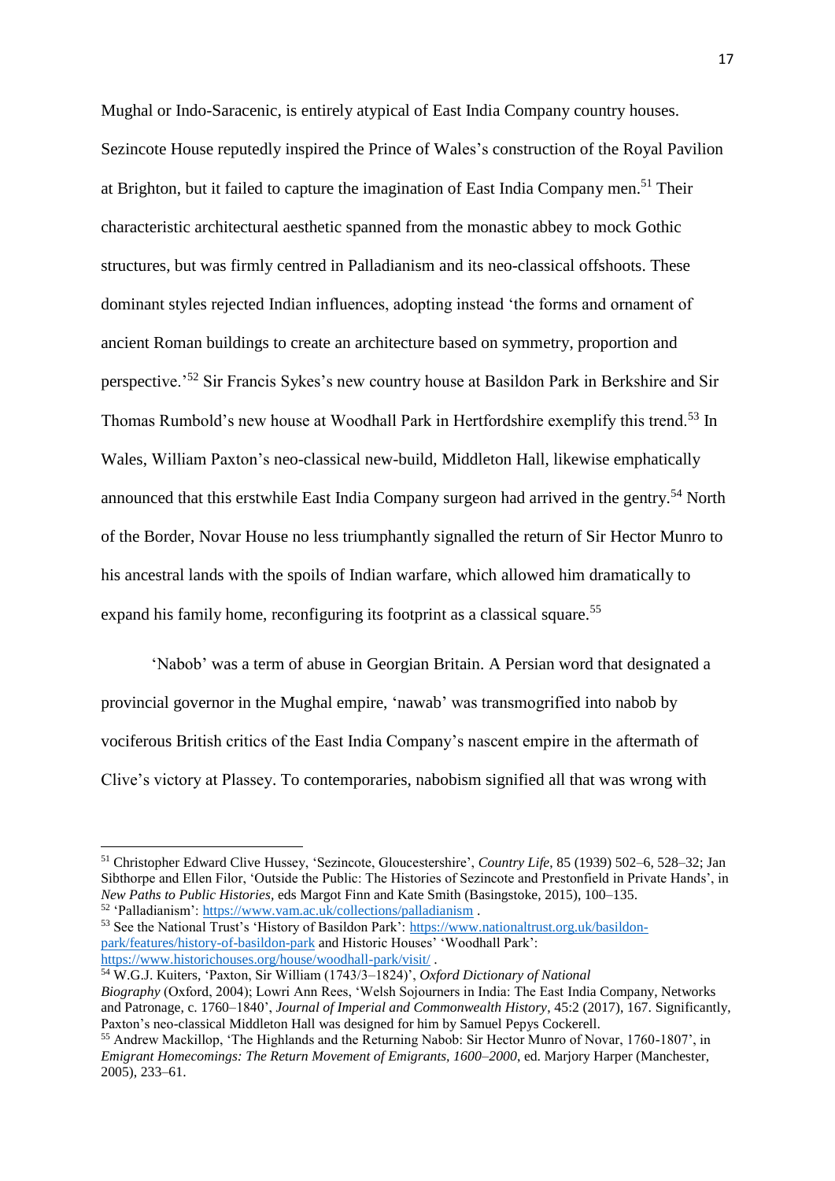Mughal or Indo-Saracenic, is entirely atypical of East India Company country houses. Sezincote House reputedly inspired the Prince of Wales's construction of the Royal Pavilion at Brighton, but it failed to capture the imagination of East India Company men.[51] Their characteristic architectural aesthetic spanned from the monastic abbey to mock Gothic structures, but was firmly centred in Palladianism and its neo-classical offshoots. These dominant styles rejected Indian influences, adopting instead 'the forms and ornament of ancient Roman buildings to create an architecture based on symmetry, proportion and perspective.'[52] Sir Francis Sykes's new country house at Basildon Park in Berkshire and Sir Thomas Rumbold's new house at Woodhall Park in Hertfordshire exemplify this trend.[53] In Wales, William Paxton's neo-classical new-build, Middleton Hall, likewise emphatically announced that this erstwhile East India Company surgeon had arrived in the gentry.[54] North of the Border, Novar House no less triumphantly signalled the return of Sir Hector Munro to his ancestral lands with the spoils of Indian warfare, which allowed him dramatically to expand his family home, reconfiguring its footprint as a classical square.[55]

'Nabob' was a term of abuse in Georgian Britain. A Persian word that designated a provincial governor in the Mughal empire, 'nawab' was transmogrified into nabob by vociferous British critics of the East India Company's nascent empire in the aftermath of Clive's victory at Plassey. To contemporaries, nabobism signified all that was wrong with

---

[51] Christopher Edward Clive Hussey, 'Sezincote, Gloucestershire', *Country Life*, 85 (1939) 502–6, 528–32; Jan Sibthorpe and Ellen Filor, 'Outside the Public: The Histories of Sezincote and Prestonfield in Private Hands', in *New Paths to Public Histories*, eds Margot Finn and Kate Smith (Basingstoke, 2015), 100–135.

[52] 'Palladianism': https://www.vam.ac.uk/collections/palladianism .

[53] See the National Trust's 'History of Basildon Park': https://www.nationaltrust.org.uk/basildon-park/features/history-of-basildon-park and Historic Houses' 'Woodhall Park': https://www.historichouses.org/house/woodhall-park/visit/ .

[54] W.G.J. Kuiters, 'Paxton, Sir William (1743/3–1824)', *Oxford Dictionary of National Biography* (Oxford, 2004); Lowri Ann Rees, 'Welsh Sojourners in India: The East India Company, Networks and Patronage, c. 1760–1840', *Journal of Imperial and Commonwealth History*, 45:2 (2017), 167. Significantly, Paxton's neo-classical Middleton Hall was designed for him by Samuel Pepys Cockerell.

[55] Andrew Mackillop, 'The Highlands and the Returning Nabob: Sir Hector Munro of Novar, 1760-1807', in *Emigrant Homecomings: The Return Movement of Emigrants, 1600–2000*, ed. Marjory Harper (Manchester, 2005), 233–61.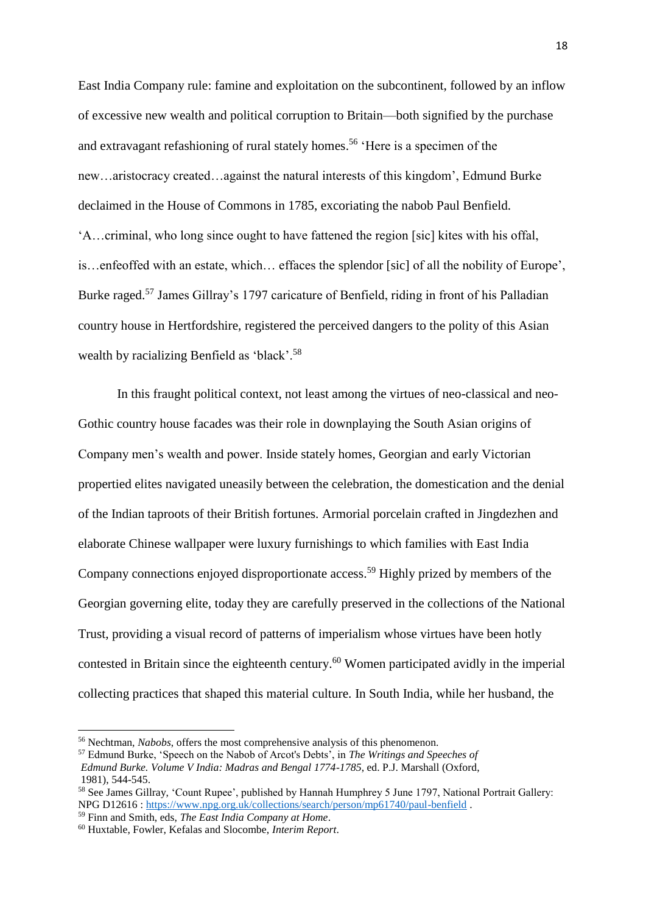East India Company rule: famine and exploitation on the subcontinent, followed by an inflow of excessive new wealth and political corruption to Britain—both signified by the purchase and extravagant refashioning of rural stately homes.[56] 'Here is a specimen of the new…aristocracy created…against the natural interests of this kingdom', Edmund Burke declaimed in the House of Commons in 1785, excoriating the nabob Paul Benfield. 'A…criminal, who long since ought to have fattened the region [sic] kites with his offal, is…enfeoffed with an estate, which… effaces the splendor [sic] of all the nobility of Europe', Burke raged.[57] James Gillray's 1797 caricature of Benfield, riding in front of his Palladian country house in Hertfordshire, registered the perceived dangers to the polity of this Asian wealth by racializing Benfield as 'black'.[58]

In this fraught political context, not least among the virtues of neo-classical and neo-Gothic country house facades was their role in downplaying the South Asian origins of Company men's wealth and power. Inside stately homes, Georgian and early Victorian propertied elites navigated uneasily between the celebration, the domestication and the denial of the Indian taproots of their British fortunes. Armorial porcelain crafted in Jingdezhen and elaborate Chinese wallpaper were luxury furnishings to which families with East India Company connections enjoyed disproportionate access.[59] Highly prized by members of the Georgian governing elite, today they are carefully preserved in the collections of the National Trust, providing a visual record of patterns of imperialism whose virtues have been hotly contested in Britain since the eighteenth century.[60] Women participated avidly in the imperial collecting practices that shaped this material culture. In South India, while her husband, the

---

[56] Nechtman, *Nabobs*, offers the most comprehensive analysis of this phenomenon.

[57] Edmund Burke, 'Speech on the Nabob of Arcot's Debts', in *The Writings and Speeches of Edmund Burke. Volume V India: Madras and Bengal 1774-1785*, ed. P.J. Marshall (Oxford, 1981), 544-545.

[58] See James Gillray, 'Count Rupee', published by Hannah Humphrey 5 June 1797, National Portrait Gallery: NPG D12616 : https://www.npg.org.uk/collections/search/person/mp61740/paul-benfield .

[59] Finn and Smith, eds, *The East India Company at Home*.

[60] Huxtable, Fowler, Kefalas and Slocombe, *Interim Report*.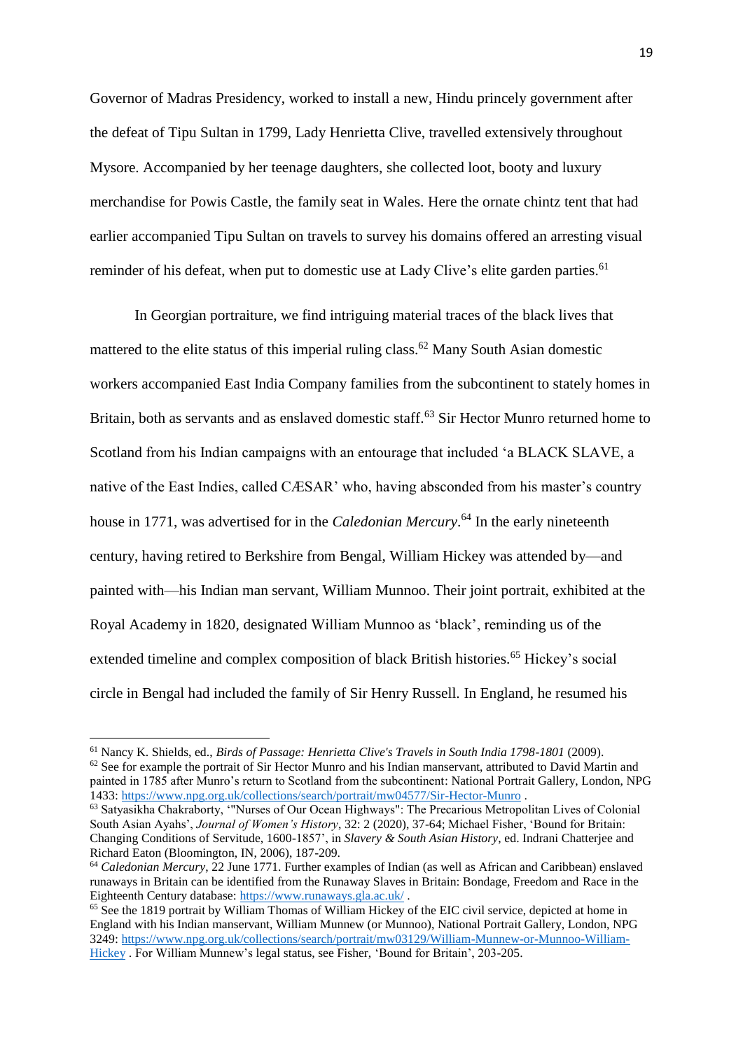Governor of Madras Presidency, worked to install a new, Hindu princely government after the defeat of Tipu Sultan in 1799, Lady Henrietta Clive, travelled extensively throughout Mysore. Accompanied by her teenage daughters, she collected loot, booty and luxury merchandise for Powis Castle, the family seat in Wales. Here the ornate chintz tent that had earlier accompanied Tipu Sultan on travels to survey his domains offered an arresting visual reminder of his defeat, when put to domestic use at Lady Clive's elite garden parties.[61]

In Georgian portraiture, we find intriguing material traces of the black lives that mattered to the elite status of this imperial ruling class.[62] Many South Asian domestic workers accompanied East India Company families from the subcontinent to stately homes in Britain, both as servants and as enslaved domestic staff.[63] Sir Hector Munro returned home to Scotland from his Indian campaigns with an entourage that included 'a BLACK SLAVE, a native of the East Indies, called CÆSAR' who, having absconded from his master's country house in 1771, was advertised for in the *Caledonian Mercury*.[64] In the early nineteenth century, having retired to Berkshire from Bengal, William Hickey was attended by—and painted with—his Indian man servant, William Munnoo. Their joint portrait, exhibited at the Royal Academy in 1820, designated William Munnoo as 'black', reminding us of the extended timeline and complex composition of black British histories.[65] Hickey's social circle in Bengal had included the family of Sir Henry Russell. In England, he resumed his

---

[61] Nancy K. Shields, ed., *Birds of Passage: Henrietta Clive's Travels in South India 1798-1801* (2009).

[62] See for example the portrait of Sir Hector Munro and his Indian manservant, attributed to David Martin and painted in 1785 after Munro's return to Scotland from the subcontinent: National Portrait Gallery, London, NPG 1433: https://www.npg.org.uk/collections/search/portrait/mw04577/Sir-Hector-Munro .

[63] Satyasikha Chakraborty, '"Nurses of Our Ocean Highways": The Precarious Metropolitan Lives of Colonial South Asian Ayahs', *Journal of Women's History*, 32: 2 (2020), 37-64; Michael Fisher, 'Bound for Britain: Changing Conditions of Servitude, 1600-1857', in *Slavery & South Asian History*, ed. Indrani Chatterjee and Richard Eaton (Bloomington, IN, 2006), 187-209.

[64] *Caledonian Mercury*, 22 June 1771. Further examples of Indian (as well as African and Caribbean) enslaved runaways in Britain can be identified from the Runaway Slaves in Britain: Bondage, Freedom and Race in the Eighteenth Century database: https://www.runaways.gla.ac.uk/ .

[65] See the 1819 portrait by William Thomas of William Hickey of the EIC civil service, depicted at home in England with his Indian manservant, William Munnew (or Munnoo), National Portrait Gallery, London, NPG 3249: https://www.npg.org.uk/collections/search/portrait/mw03129/William-Munnew-or-Munnoo-William-Hickey . For William Munnew's legal status, see Fisher, 'Bound for Britain', 203-205.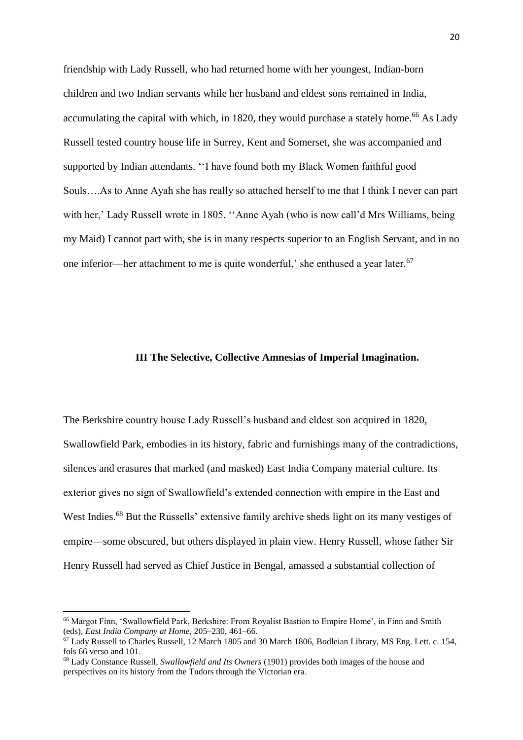friendship with Lady Russell, who had returned home with her youngest, Indian-born children and two Indian servants while her husband and eldest sons remained in India, accumulating the capital with which, in 1820, they would purchase a stately home.[66] As Lady Russell tested country house life in Surrey, Kent and Somerset, she was accompanied and supported by Indian attendants. ''I have found both my Black Women faithful good Souls….As to Anne Ayah she has really so attached herself to me that I think I never can part with her,' Lady Russell wrote in 1805. ''Anne Ayah (who is now call'd Mrs Williams, being my Maid) I cannot part with, she is in many respects superior to an English Servant, and in no one inferior—her attachment to me is quite wonderful,' she enthused a year later.[67]

## III The Selective, Collective Amnesias of Imperial Imagination.

The Berkshire country house Lady Russell's husband and eldest son acquired in 1820, Swallowfield Park, embodies in its history, fabric and furnishings many of the contradictions, silences and erasures that marked (and masked) East India Company material culture. Its exterior gives no sign of Swallowfield's extended connection with empire in the East and West Indies.[68] But the Russells' extensive family archive sheds light on its many vestiges of empire—some obscured, but others displayed in plain view. Henry Russell, whose father Sir Henry Russell had served as Chief Justice in Bengal, amassed a substantial collection of

---

[66] Margot Finn, 'Swallowfield Park, Berkshire: From Royalist Bastion to Empire Home', in Finn and Smith (eds), *East India Company at Home*, 205–230, 461–66.

[67] Lady Russell to Charles Russell, 12 March 1805 and 30 March 1806, Bodleian Library, MS Eng. Lett. c. 154, fols 66 verso and 101.

[68] Lady Constance Russell, *Swallowfield and Its Owners* (1901) provides both images of the house and perspectives on its history from the Tudors through the Victorian era.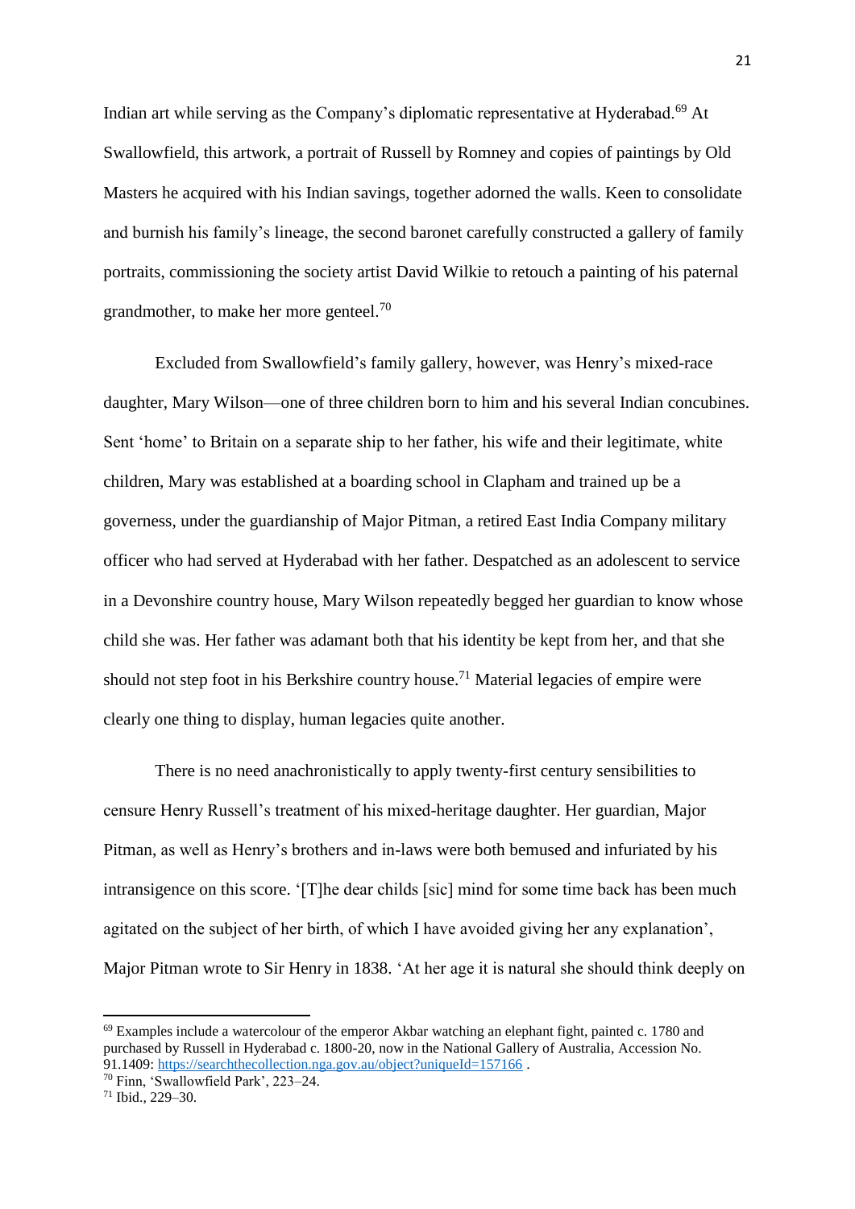Indian art while serving as the Company's diplomatic representative at Hyderabad.[69] At Swallowfield, this artwork, a portrait of Russell by Romney and copies of paintings by Old Masters he acquired with his Indian savings, together adorned the walls. Keen to consolidate and burnish his family's lineage, the second baronet carefully constructed a gallery of family portraits, commissioning the society artist David Wilkie to retouch a painting of his paternal grandmother, to make her more genteel.[70]

Excluded from Swallowfield's family gallery, however, was Henry's mixed-race daughter, Mary Wilson—one of three children born to him and his several Indian concubines. Sent 'home' to Britain on a separate ship to her father, his wife and their legitimate, white children, Mary was established at a boarding school in Clapham and trained up be a governess, under the guardianship of Major Pitman, a retired East India Company military officer who had served at Hyderabad with her father. Despatched as an adolescent to service in a Devonshire country house, Mary Wilson repeatedly begged her guardian to know whose child she was. Her father was adamant both that his identity be kept from her, and that she should not step foot in his Berkshire country house.[71] Material legacies of empire were clearly one thing to display, human legacies quite another.

There is no need anachronistically to apply twenty-first century sensibilities to censure Henry Russell's treatment of his mixed-heritage daughter. Her guardian, Major Pitman, as well as Henry's brothers and in-laws were both bemused and infuriated by his intransigence on this score. '[T]he dear childs [sic] mind for some time back has been much agitated on the subject of her birth, of which I have avoided giving her any explanation', Major Pitman wrote to Sir Henry in 1838. 'At her age it is natural she should think deeply on

---

[69] Examples include a watercolour of the emperor Akbar watching an elephant fight, painted c. 1780 and purchased by Russell in Hyderabad c. 1800-20, now in the National Gallery of Australia, Accession No. 91.1409: https://searchthecollection.nga.gov.au/object?uniqueId=157166 .

[70] Finn, 'Swallowfield Park', 223–24.

[71] Ibid., 229–30.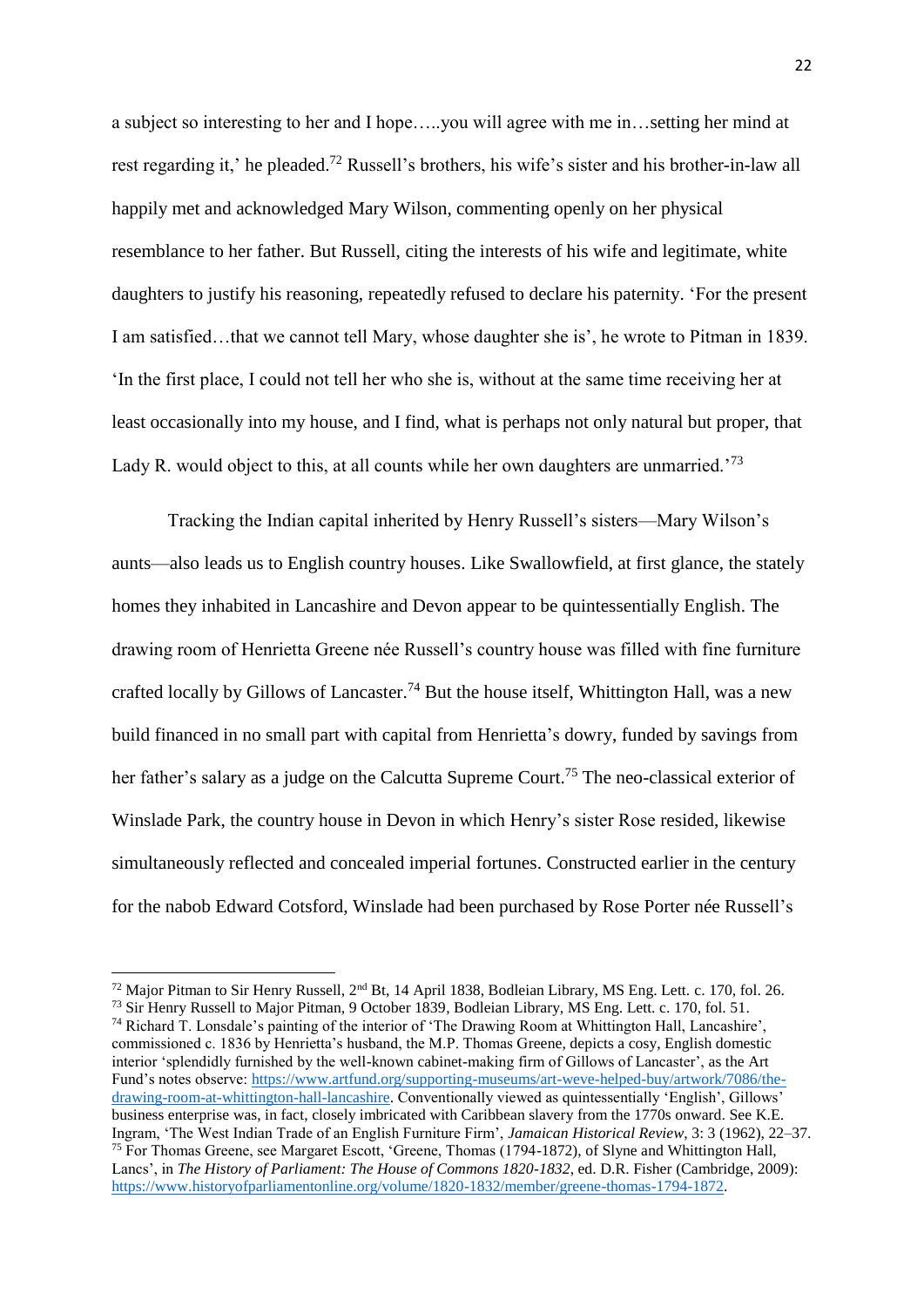a subject so interesting to her and I hope…..you will agree with me in…setting her mind at rest regarding it,' he pleaded.[72] Russell's brothers, his wife's sister and his brother-in-law all happily met and acknowledged Mary Wilson, commenting openly on her physical resemblance to her father. But Russell, citing the interests of his wife and legitimate, white daughters to justify his reasoning, repeatedly refused to declare his paternity. 'For the present I am satisfied…that we cannot tell Mary, whose daughter she is', he wrote to Pitman in 1839. 'In the first place, I could not tell her who she is, without at the same time receiving her at least occasionally into my house, and I find, what is perhaps not only natural but proper, that Lady R. would object to this, at all counts while her own daughters are unmarried.'[73]

Tracking the Indian capital inherited by Henry Russell's sisters—Mary Wilson's aunts—also leads us to English country houses. Like Swallowfield, at first glance, the stately homes they inhabited in Lancashire and Devon appear to be quintessentially English. The drawing room of Henrietta Greene née Russell's country house was filled with fine furniture crafted locally by Gillows of Lancaster.[74] But the house itself, Whittington Hall, was a new build financed in no small part with capital from Henrietta's dowry, funded by savings from her father's salary as a judge on the Calcutta Supreme Court.[75] The neo-classical exterior of Winslade Park, the country house in Devon in which Henry's sister Rose resided, likewise simultaneously reflected and concealed imperial fortunes. Constructed earlier in the century for the nabob Edward Cotsford, Winslade had been purchased by Rose Porter née Russell's

---

[72] Major Pitman to Sir Henry Russell, 2nd Bt, 14 April 1838, Bodleian Library, MS Eng. Lett. c. 170, fol. 26.

[73] Sir Henry Russell to Major Pitman, 9 October 1839, Bodleian Library, MS Eng. Lett. c. 170, fol. 51.

[74] Richard T. Lonsdale's painting of the interior of 'The Drawing Room at Whittington Hall, Lancashire', commissioned c. 1836 by Henrietta's husband, the M.P. Thomas Greene, depicts a cosy, English domestic interior 'splendidly furnished by the well-known cabinet-making firm of Gillows of Lancaster', as the Art Fund's notes observe: https://www.artfund.org/supporting-museums/art-weve-helped-buy/artwork/7086/the-drawing-room-at-whittington-hall-lancashire. Conventionally viewed as quintessentially 'English', Gillows' business enterprise was, in fact, closely imbricated with Caribbean slavery from the 1770s onward. See K.E. Ingram, 'The West Indian Trade of an English Furniture Firm', *Jamaican Historical Review*, 3: 3 (1962), 22–37.

[75] For Thomas Greene, see Margaret Escott, 'Greene, Thomas (1794-1872), of Slyne and Whittington Hall, Lancs', in *The History of Parliament: The House of Commons 1820-1832*, ed. D.R. Fisher (Cambridge, 2009): https://www.historyofparliamentonline.org/volume/1820-1832/member/greene-thomas-1794-1872.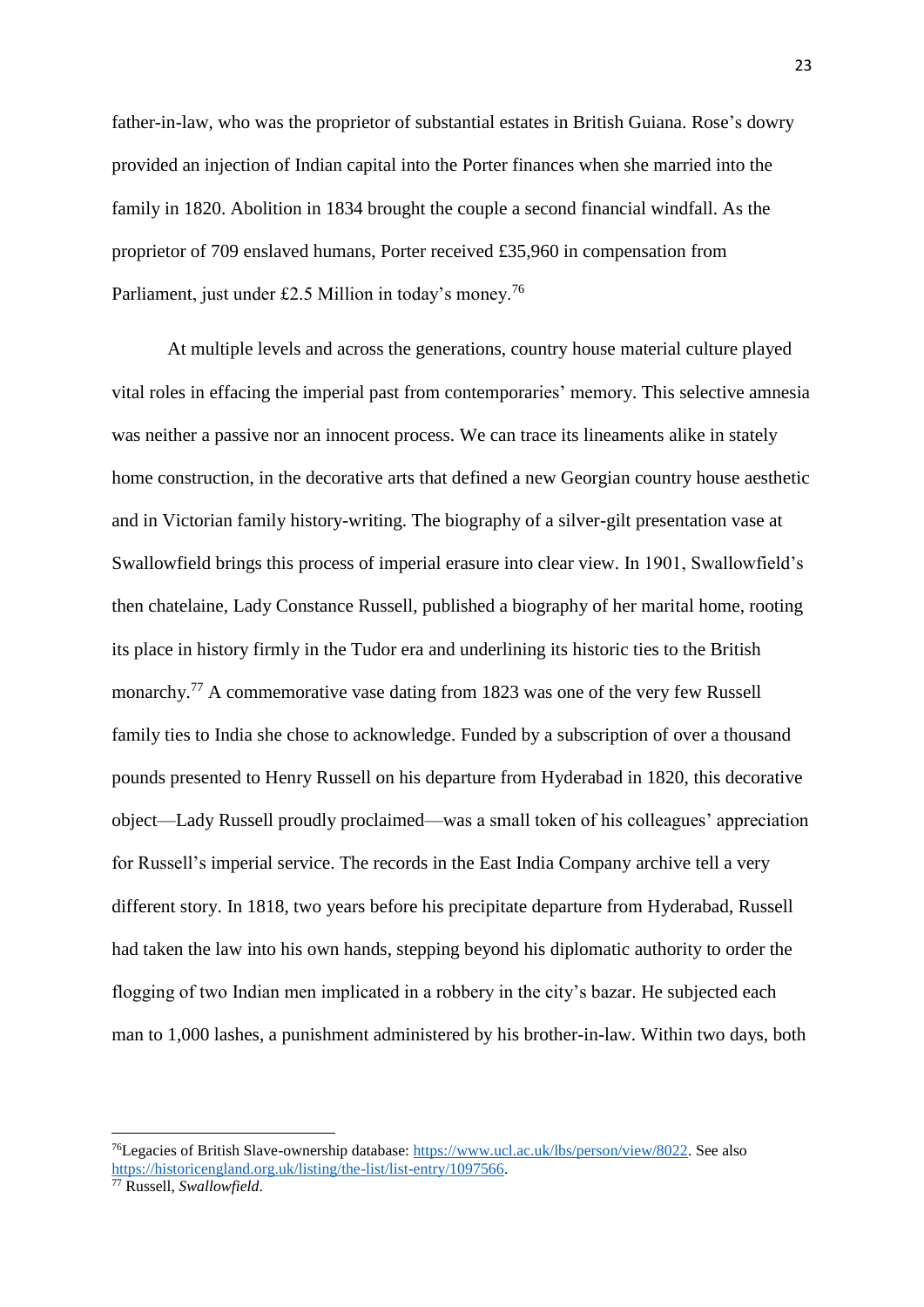father-in-law, who was the proprietor of substantial estates in British Guiana. Rose's dowry provided an injection of Indian capital into the Porter finances when she married into the family in 1820. Abolition in 1834 brought the couple a second financial windfall. As the proprietor of 709 enslaved humans, Porter received £35,960 in compensation from Parliament, just under £2.5 Million in today's money.[76]

At multiple levels and across the generations, country house material culture played vital roles in effacing the imperial past from contemporaries' memory. This selective amnesia was neither a passive nor an innocent process. We can trace its lineaments alike in stately home construction, in the decorative arts that defined a new Georgian country house aesthetic and in Victorian family history-writing. The biography of a silver-gilt presentation vase at Swallowfield brings this process of imperial erasure into clear view. In 1901, Swallowfield's then chatelaine, Lady Constance Russell, published a biography of her marital home, rooting its place in history firmly in the Tudor era and underlining its historic ties to the British monarchy.[77] A commemorative vase dating from 1823 was one of the very few Russell family ties to India she chose to acknowledge. Funded by a subscription of over a thousand pounds presented to Henry Russell on his departure from Hyderabad in 1820, this decorative object—Lady Russell proudly proclaimed—was a small token of his colleagues' appreciation for Russell's imperial service. The records in the East India Company archive tell a very different story. In 1818, two years before his precipitate departure from Hyderabad, Russell had taken the law into his own hands, stepping beyond his diplomatic authority to order the flogging of two Indian men implicated in a robbery in the city's bazar. He subjected each man to 1,000 lashes, a punishment administered by his brother-in-law. Within two days, both

---

[76] Legacies of British Slave-ownership database: https://www.ucl.ac.uk/lbs/person/view/8022. See also https://historicengland.org.uk/listing/the-list/list-entry/1097566.

[77] Russell, *Swallowfield*.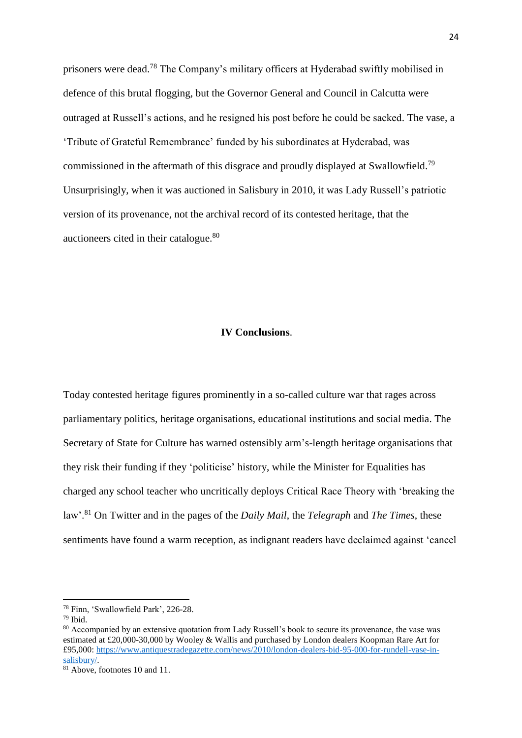prisoners were dead.[78] The Company's military officers at Hyderabad swiftly mobilised in defence of this brutal flogging, but the Governor General and Council in Calcutta were outraged at Russell's actions, and he resigned his post before he could be sacked. The vase, a 'Tribute of Grateful Remembrance' funded by his subordinates at Hyderabad, was commissioned in the aftermath of this disgrace and proudly displayed at Swallowfield.[79] Unsurprisingly, when it was auctioned in Salisbury in 2010, it was Lady Russell's patriotic version of its provenance, not the archival record of its contested heritage, that the auctioneers cited in their catalogue.[80]

## IV Conclusions.

Today contested heritage figures prominently in a so-called culture war that rages across parliamentary politics, heritage organisations, educational institutions and social media. The Secretary of State for Culture has warned ostensibly arm's-length heritage organisations that they risk their funding if they 'politicise' history, while the Minister for Equalities has charged any school teacher who uncritically deploys Critical Race Theory with 'breaking the law'.[81] On Twitter and in the pages of the *Daily Mail*, the *Telegraph* and *The Times*, these sentiments have found a warm reception, as indignant readers have declaimed against 'cancel

---

[78] Finn, 'Swallowfield Park', 226-28.

[79] Ibid.

[80] Accompanied by an extensive quotation from Lady Russell's book to secure its provenance, the vase was estimated at £20,000-30,000 by Wooley & Wallis and purchased by London dealers Koopman Rare Art for £95,000: https://www.antiquestradegazette.com/news/2010/london-dealers-bid-95-000-for-rundell-vase-in-salisbury/.

[81] Above, footnotes 10 and 11.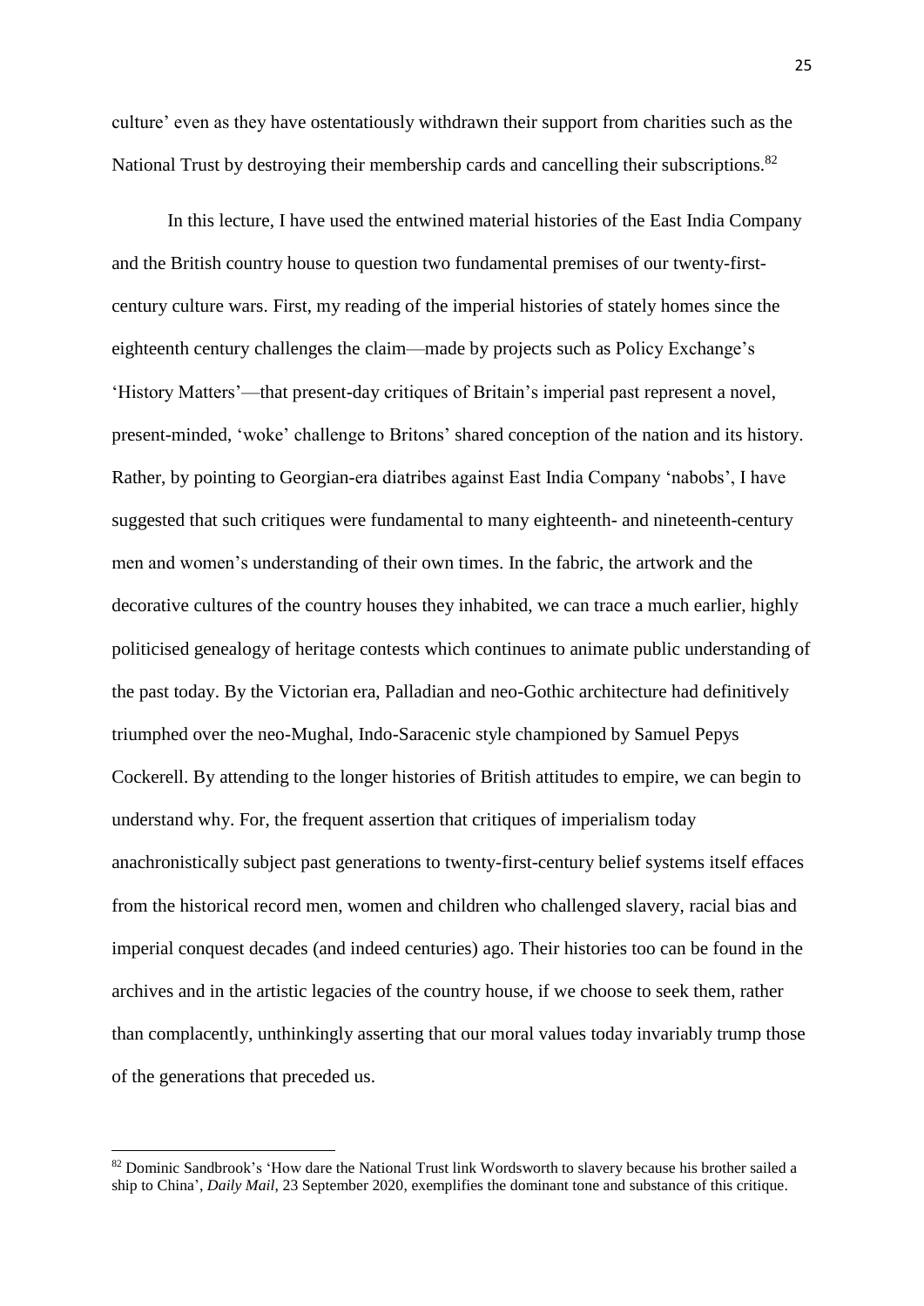culture' even as they have ostentatiously withdrawn their support from charities such as the National Trust by destroying their membership cards and cancelling their subscriptions.[82]

In this lecture, I have used the entwined material histories of the East India Company and the British country house to question two fundamental premises of our twenty-first-century culture wars. First, my reading of the imperial histories of stately homes since the eighteenth century challenges the claim—made by projects such as Policy Exchange's 'History Matters'—that present-day critiques of Britain's imperial past represent a novel, present-minded, 'woke' challenge to Britons' shared conception of the nation and its history. Rather, by pointing to Georgian-era diatribes against East India Company 'nabobs', I have suggested that such critiques were fundamental to many eighteenth- and nineteenth-century men and women's understanding of their own times. In the fabric, the artwork and the decorative cultures of the country houses they inhabited, we can trace a much earlier, highly politicised genealogy of heritage contests which continues to animate public understanding of the past today. By the Victorian era, Palladian and neo-Gothic architecture had definitively triumphed over the neo-Mughal, Indo-Saracenic style championed by Samuel Pepys Cockerell. By attending to the longer histories of British attitudes to empire, we can begin to understand why. For, the frequent assertion that critiques of imperialism today anachronistically subject past generations to twenty-first-century belief systems itself effaces from the historical record men, women and children who challenged slavery, racial bias and imperial conquest decades (and indeed centuries) ago. Their histories too can be found in the archives and in the artistic legacies of the country house, if we choose to seek them, rather than complacently, unthinkingly asserting that our moral values today invariably trump those of the generations that preceded us.

---

[82] Dominic Sandbrook's 'How dare the National Trust link Wordsworth to slavery because his brother sailed a ship to China', *Daily Mail*, 23 September 2020, exemplifies the dominant tone and substance of this critique.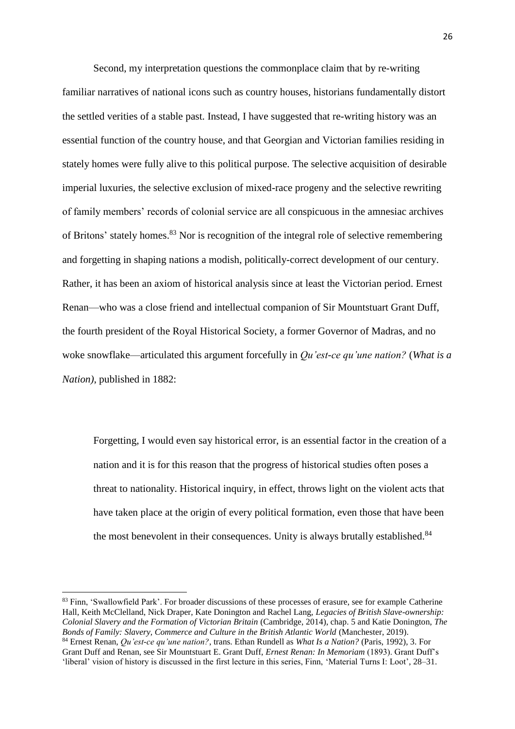Second, my interpretation questions the commonplace claim that by re-writing familiar narratives of national icons such as country houses, historians fundamentally distort the settled verities of a stable past. Instead, I have suggested that re-writing history was an essential function of the country house, and that Georgian and Victorian families residing in stately homes were fully alive to this political purpose. The selective acquisition of desirable imperial luxuries, the selective exclusion of mixed-race progeny and the selective rewriting of family members' records of colonial service are all conspicuous in the amnesiac archives of Britons' stately homes.[83] Nor is recognition of the integral role of selective remembering and forgetting in shaping nations a modish, politically-correct development of our century. Rather, it has been an axiom of historical analysis since at least the Victorian period. Ernest Renan—who was a close friend and intellectual companion of Sir Mountstuart Grant Duff, the fourth president of the Royal Historical Society, a former Governor of Madras, and no woke snowflake—articulated this argument forcefully in *Qu'est-ce qu'une nation?* (*What is a Nation)*, published in 1882:

> Forgetting, I would even say historical error, is an essential factor in the creation of a nation and it is for this reason that the progress of historical studies often poses a threat to nationality. Historical inquiry, in effect, throws light on the violent acts that have taken place at the origin of every political formation, even those that have been the most benevolent in their consequences. Unity is always brutally established.[84]

---

[83] Finn, 'Swallowfield Park'. For broader discussions of these processes of erasure, see for example Catherine Hall, Keith McClelland, Nick Draper, Kate Donington and Rachel Lang, *Legacies of British Slave-ownership: Colonial Slavery and the Formation of Victorian Britain* (Cambridge, 2014), chap. 5 and Katie Donington, *The Bonds of Family: Slavery, Commerce and Culture in the British Atlantic World* (Manchester, 2019).

[84] Ernest Renan, *Qu'est-ce qu'une nation?*, trans. Ethan Rundell as *What Is a Nation?* (Paris, 1992), 3. For Grant Duff and Renan, see Sir Mountstuart E. Grant Duff, *Ernest Renan: In Memoriam* (1893). Grant Duff's 'liberal' vision of history is discussed in the first lecture in this series, Finn, 'Material Turns I: Loot', 28–31.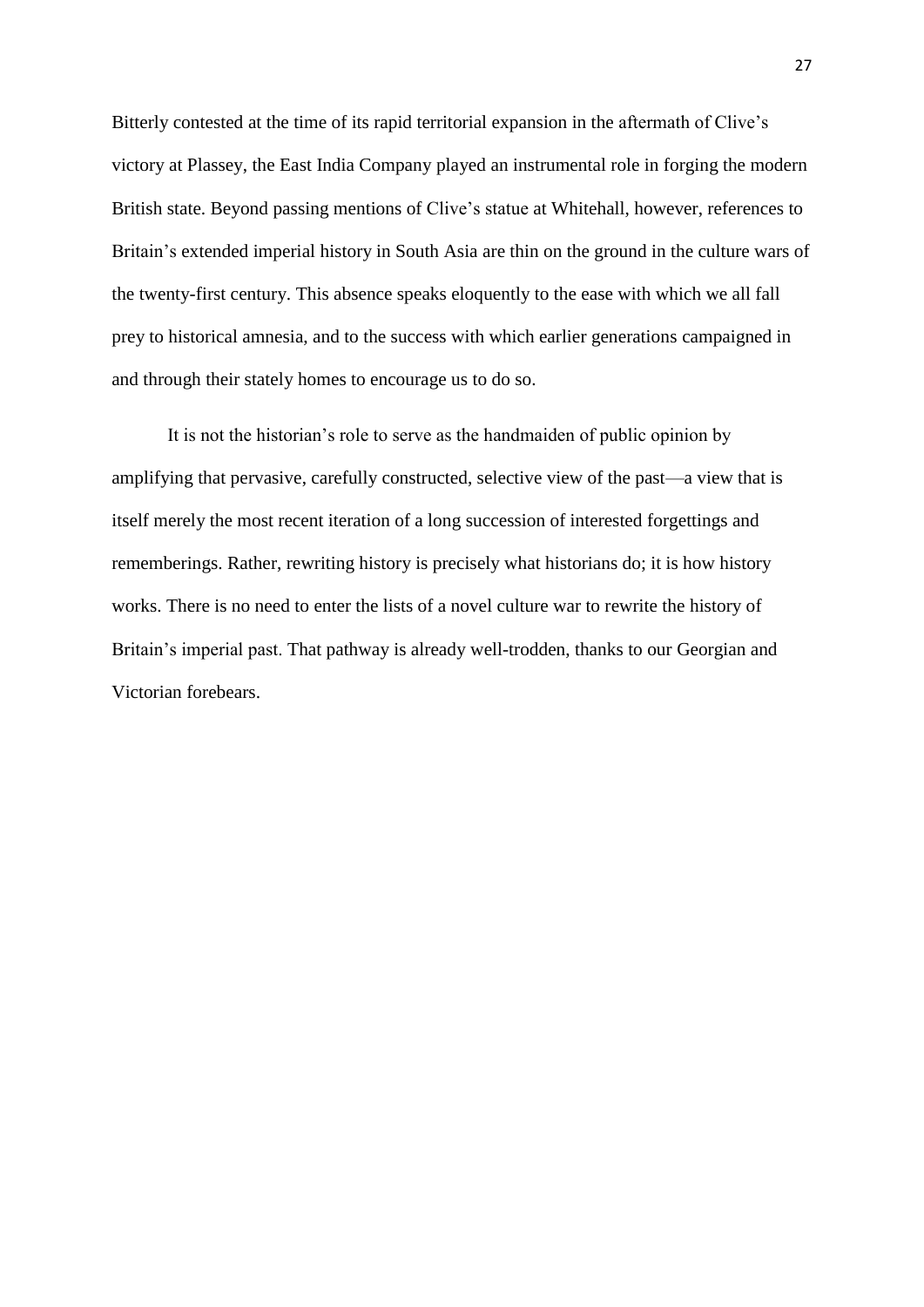Bitterly contested at the time of its rapid territorial expansion in the aftermath of Clive's victory at Plassey, the East India Company played an instrumental role in forging the modern British state. Beyond passing mentions of Clive's statue at Whitehall, however, references to Britain's extended imperial history in South Asia are thin on the ground in the culture wars of the twenty-first century. This absence speaks eloquently to the ease with which we all fall prey to historical amnesia, and to the success with which earlier generations campaigned in and through their stately homes to encourage us to do so.

It is not the historian's role to serve as the handmaiden of public opinion by amplifying that pervasive, carefully constructed, selective view of the past—a view that is itself merely the most recent iteration of a long succession of interested forgettings and rememberings. Rather, rewriting history is precisely what historians do; it is how history works. There is no need to enter the lists of a novel culture war to rewrite the history of Britain's imperial past. That pathway is already well-trodden, thanks to our Georgian and Victorian forebears.